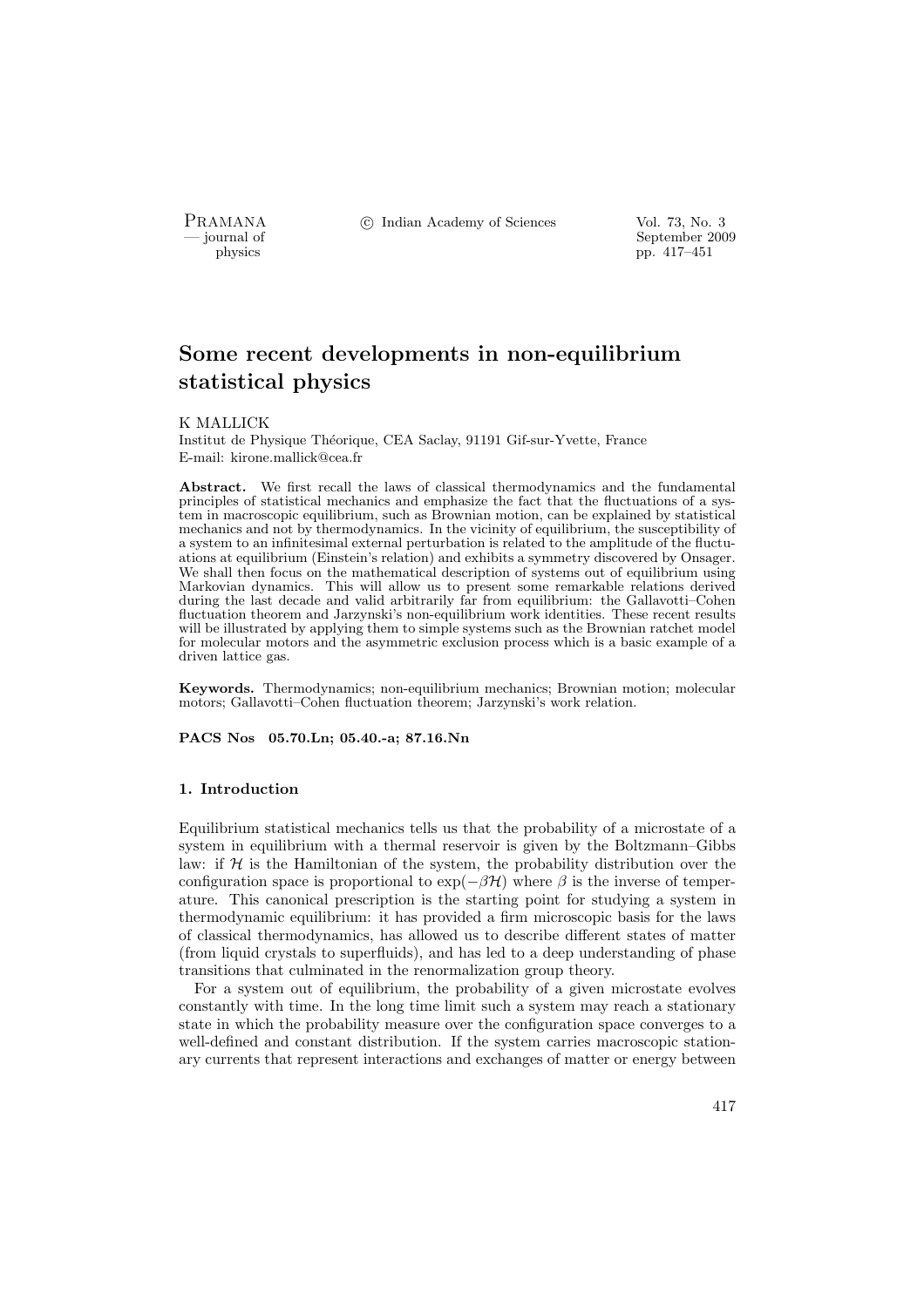# Some recent developments in non-equilibrium statistical physics

K MALLICK

Institut de Physique Théorique, CEA Saclay, 91191 Gif-sur-Yvette, France

E-mail: kirone.mallick@cea.fr

**Abstract.** We first recall the laws of classical thermodynamics and the fundamental principles of statistical mechanics and emphasize the fact that the fluctuations of a system in macroscopic equilibrium, such as Brownian motion, can be explained by statistical mechanics and not by thermodynamics. In the vicinity of equilibrium, the susceptibility of a system to an infinitesimal external perturbation is related to the amplitude of the fluctuations at equilibrium (Einstein's relation) and exhibits a symmetry discovered by Onsager. We shall then focus on the mathematical description of systems out of equilibrium using Markovian dynamics. This will allow us to present some remarkable relations derived during the last decade and valid arbitrarily far from equilibrium: the Gallavotti–Cohen fluctuation theorem and Jarzynski's non-equilibrium work identities. These recent results will be illustrated by applying them to simple systems such as the Brownian ratchet model for molecular motors and the asymmetric exclusion process which is a basic example of a driven lattice gas.

**Keywords.** Thermodynamics; non-equilibrium mechanics; Brownian motion; molecular motors; Gallavotti–Cohen fluctuation theorem; Jarzynski's work relation.

**PACS Nos 05.70.Ln; 05.40.-a; 87.16.Nn**

## 1. Introduction

Equilibrium statistical mechanics tells us that the probability of a microstate of a system in equilibrium with a thermal reservoir is given by the Boltzmann–Gibbs law: if $\mathcal{H}$ is the Hamiltonian of the system, the probability distribution over the configuration space is proportional to $\exp(-\beta\mathcal{H})$ where $\beta$ is the inverse of temperature. This canonical prescription is the starting point for studying a system in thermodynamic equilibrium: it has provided a firm microscopic basis for the laws of classical thermodynamics, has allowed us to describe different states of matter (from liquid crystals to superfluids), and has led to a deep understanding of phase transitions that culminated in the renormalization group theory.

For a system out of equilibrium, the probability of a given microstate evolves constantly with time. In the long time limit such a system may reach a stationary state in which the probability measure over the configuration space converges to a well-defined and constant distribution. If the system carries macroscopic stationary currents that represent interactions and exchanges of matter or energy between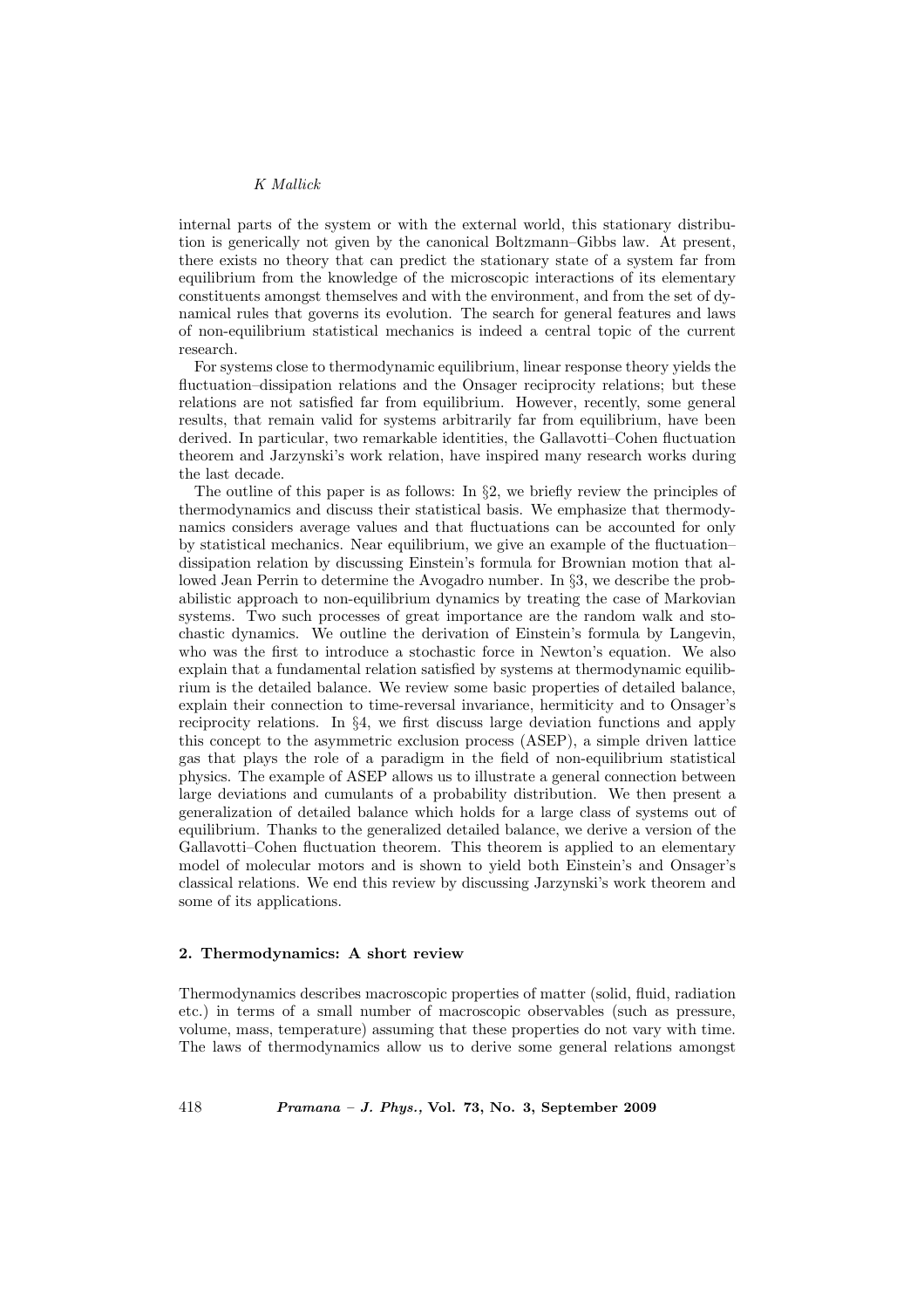internal parts of the system or with the external world, this stationary distribution is generically not given by the canonical Boltzmann–Gibbs law. At present, there exists no theory that can predict the stationary state of a system far from equilibrium from the knowledge of the microscopic interactions of its elementary constituents amongst themselves and with the environment, and from the set of dynamical rules that governs its evolution. The search for general features and laws of non-equilibrium statistical mechanics is indeed a central topic of the current research.

For systems close to thermodynamic equilibrium, linear response theory yields the fluctuation–dissipation relations and the Onsager reciprocity relations; but these relations are not satisfied far from equilibrium. However, recently, some general results, that remain valid for systems arbitrarily far from equilibrium, have been derived. In particular, two remarkable identities, the Gallavotti–Cohen fluctuation theorem and Jarzynski's work relation, have inspired many research works during the last decade.

The outline of this paper is as follows: In §2, we briefly review the principles of thermodynamics and discuss their statistical basis. We emphasize that thermodynamics considers average values and that fluctuations can be accounted for only by statistical mechanics. Near equilibrium, we give an example of the fluctuation–dissipation relation by discussing Einstein's formula for Brownian motion that allowed Jean Perrin to determine the Avogadro number. In §3, we describe the probabilistic approach to non-equilibrium dynamics by treating the case of Markovian systems. Two such processes of great importance are the random walk and stochastic dynamics. We outline the derivation of Einstein's formula by Langevin, who was the first to introduce a stochastic force in Newton's equation. We also explain that a fundamental relation satisfied by systems at thermodynamic equilibrium is the detailed balance. We review some basic properties of detailed balance, explain their connection to time-reversal invariance, hermiticity and to Onsager's reciprocity relations. In §4, we first discuss large deviation functions and apply this concept to the asymmetric exclusion process (ASEP), a simple driven lattice gas that plays the role of a paradigm in the field of non-equilibrium statistical physics. The example of ASEP allows us to illustrate a general connection between large deviations and cumulants of a probability distribution. We then present a generalization of detailed balance which holds for a large class of systems out of equilibrium. Thanks to the generalized detailed balance, we derive a version of the Gallavotti–Cohen fluctuation theorem. This theorem is applied to an elementary model of molecular motors and is shown to yield both Einstein's and Onsager's classical relations. We end this review by discussing Jarzynski's work theorem and some of its applications.

## 2. Thermodynamics: A short review

Thermodynamics describes macroscopic properties of matter (solid, fluid, radiation etc.) in terms of a small number of macroscopic observables (such as pressure, volume, mass, temperature) assuming that these properties do not vary with time. The laws of thermodynamics allow us to derive some general relations amongst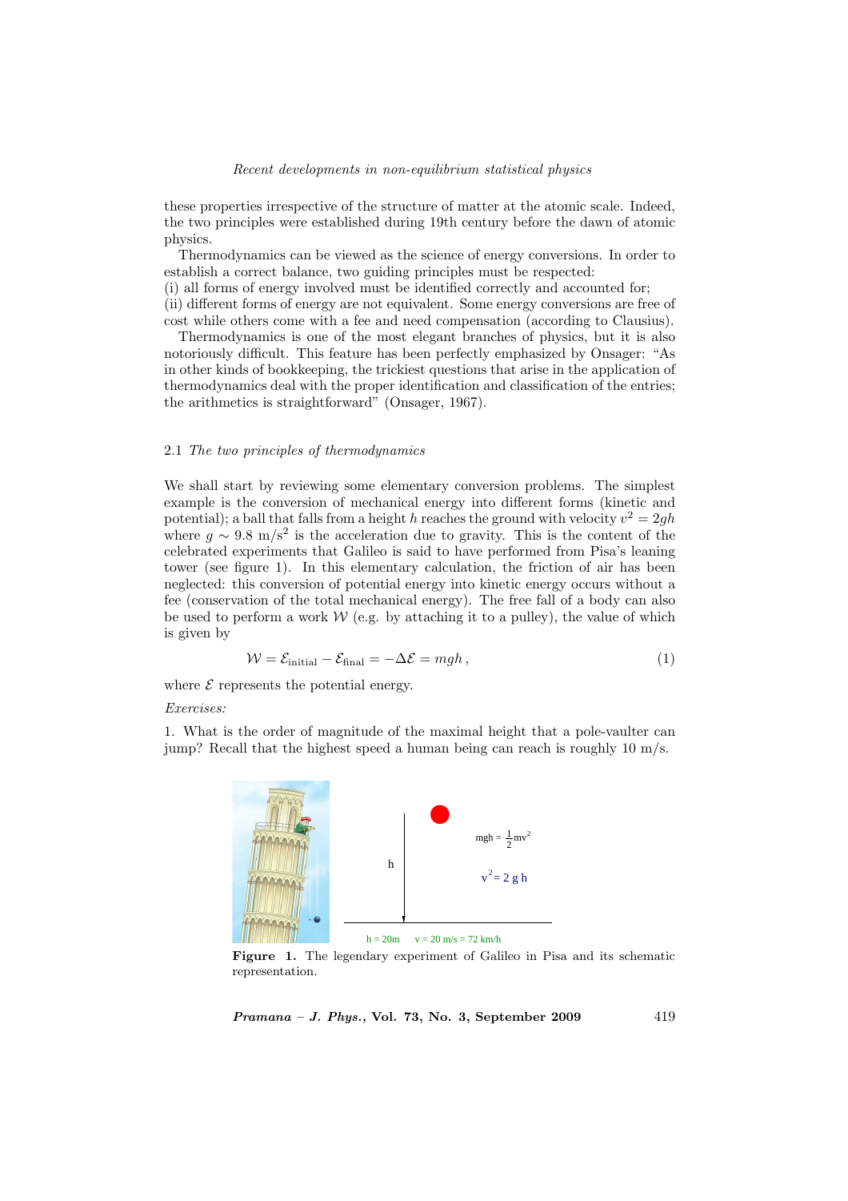these properties irrespective of the structure of matter at the atomic scale. Indeed, the two principles were established during 19th century before the dawn of atomic physics.

Thermodynamics can be viewed as the science of energy conversions. In order to establish a correct balance, two guiding principles must be respected:
(i) all forms of energy involved must be identified correctly and accounted for;
(ii) different forms of energy are not equivalent. Some energy conversions are free of cost while others come with a fee and need compensation (according to Clausius).

Thermodynamics is one of the most elegant branches of physics, but it is also notoriously difficult. This feature has been perfectly emphasized by Onsager: "As in other kinds of bookkeeping, the trickiest questions that arise in the application of thermodynamics deal with the proper identification and classification of the entries; the arithmetics is straightforward" (Onsager, 1967).

### 2.1 *The two principles of thermodynamics*

We shall start by reviewing some elementary conversion problems. The simplest example is the conversion of mechanical energy into different forms (kinetic and potential); a ball that falls from a height $h$ reaches the ground with velocity $v^2 = 2gh$ where $g \sim 9.8$ m/s$^2$ is the acceleration due to gravity. This is the content of the celebrated experiments that Galileo is said to have performed from Pisa's leaning tower (see figure 1). In this elementary calculation, the friction of air has been neglected: this conversion of potential energy into kinetic energy occurs without a fee (conservation of the total mechanical energy). The free fall of a body can also be used to perform a work $\mathcal{W}$ (e.g. by attaching it to a pulley), the value of which is given by

$$\mathcal{W} = \mathcal{E}_{\text{initial}} - \mathcal{E}_{\text{final}} = -\Delta\mathcal{E} = mgh\,, \tag{1}$$

where $\mathcal{E}$ represents the potential energy.

*Exercises:*

1. What is the order of magnitude of the maximal height that a pole-vaulter can jump? Recall that the highest speed a human being can reach is roughly 10 m/s.

$mgh = \frac{1}{2}mv^2$

$v^2 = 2\,g\,h$

h = 20m  v = 20 m/s = 72 km/h

**Figure 1.** The legendary experiment of Galileo in Pisa and its schematic representation.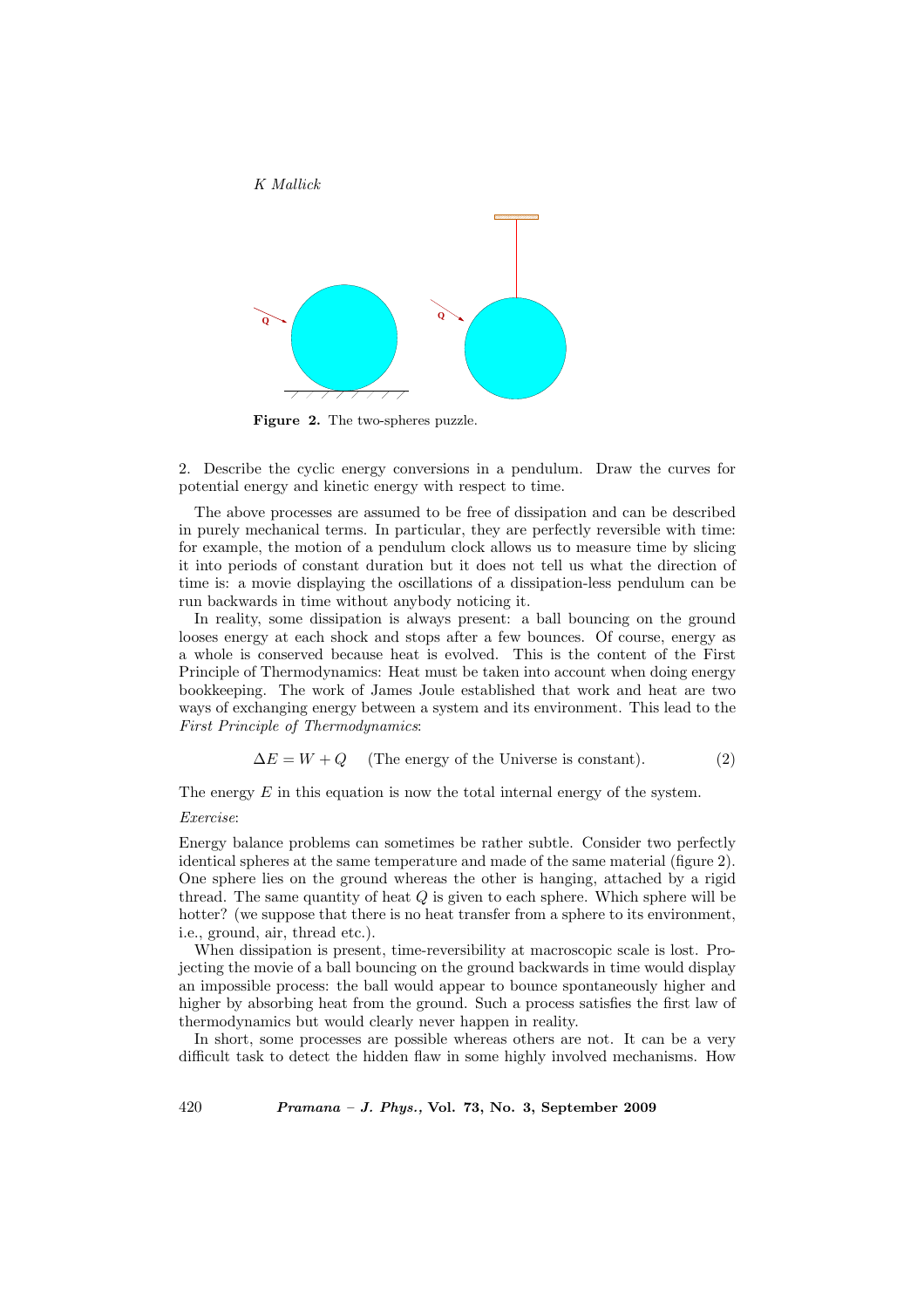Q

Q

**Figure 2.** The two-spheres puzzle.

2. Describe the cyclic energy conversions in a pendulum. Draw the curves for potential energy and kinetic energy with respect to time.

The above processes are assumed to be free of dissipation and can be described in purely mechanical terms. In particular, they are perfectly reversible with time: for example, the motion of a pendulum clock allows us to measure time by slicing it into periods of constant duration but it does not tell us what the direction of time is: a movie displaying the oscillations of a dissipation-less pendulum can be run backwards in time without anybody noticing it.

In reality, some dissipation is always present: a ball bouncing on the ground looses energy at each shock and stops after a few bounces. Of course, energy as a whole is conserved because heat is evolved. This is the content of the First Principle of Thermodynamics: Heat must be taken into account when doing energy bookkeeping. The work of James Joule established that work and heat are two ways of exchanging energy between a system and its environment. This lead to the *First Principle of Thermodynamics*:

$$\Delta E = W + Q \quad \text{(The energy of the Universe is constant).} \tag{2}$$

The energy $E$ in this equation is now the total internal energy of the system.

*Exercise*:

Energy balance problems can sometimes be rather subtle. Consider two perfectly identical spheres at the same temperature and made of the same material (figure 2). One sphere lies on the ground whereas the other is hanging, attached by a rigid thread. The same quantity of heat $Q$ is given to each sphere. Which sphere will be hotter? (we suppose that there is no heat transfer from a sphere to its environment, i.e., ground, air, thread etc.).

When dissipation is present, time-reversibility at macroscopic scale is lost. Projecting the movie of a ball bouncing on the ground backwards in time would display an impossible process: the ball would appear to bounce spontaneously higher and higher by absorbing heat from the ground. Such a process satisfies the first law of thermodynamics but would clearly never happen in reality.

In short, some processes are possible whereas others are not. It can be a very difficult task to detect the hidden flaw in some highly involved mechanisms. How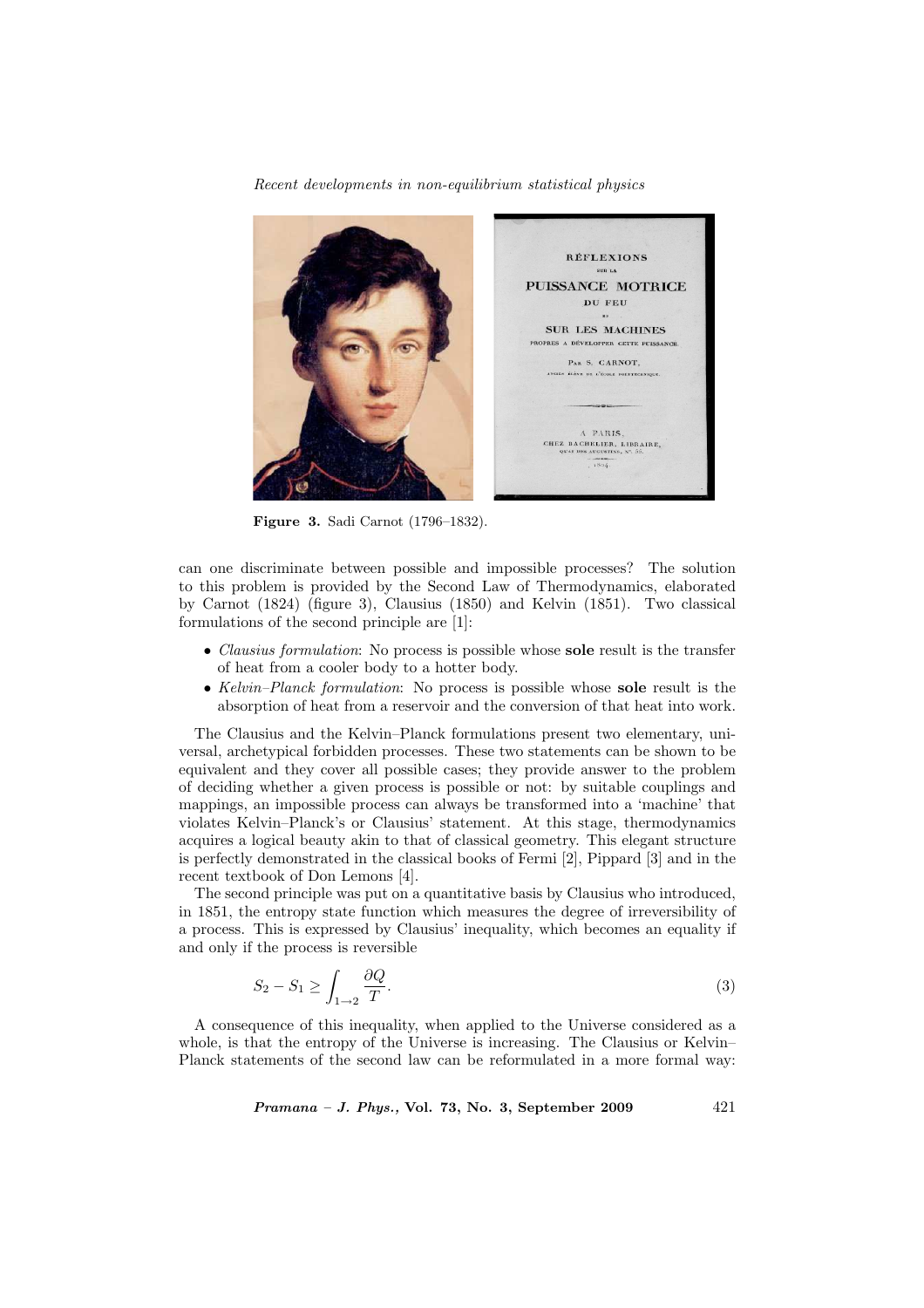Figure 3. Sadi Carnot (1796–1832).

can one discriminate between possible and impossible processes? The solution to this problem is provided by the Second Law of Thermodynamics, elaborated by Carnot (1824) (figure 3), Clausius (1850) and Kelvin (1851). Two classical formulations of the second principle are [1]:

- *Clausius formulation*: No process is possible whose **sole** result is the transfer of heat from a cooler body to a hotter body.
- *Kelvin–Planck formulation*: No process is possible whose **sole** result is the absorption of heat from a reservoir and the conversion of that heat into work.

The Clausius and the Kelvin–Planck formulations present two elementary, universal, archetypical forbidden processes. These two statements can be shown to be equivalent and they cover all possible cases; they provide answer to the problem of deciding whether a given process is possible or not: by suitable couplings and mappings, an impossible process can always be transformed into a 'machine' that violates Kelvin–Planck's or Clausius' statement. At this stage, thermodynamics acquires a logical beauty akin to that of classical geometry. This elegant structure is perfectly demonstrated in the classical books of Fermi [2], Pippard [3] and in the recent textbook of Don Lemons [4].

The second principle was put on a quantitative basis by Clausius who introduced, in 1851, the entropy state function which measures the degree of irreversibility of a process. This is expressed by Clausius' inequality, which becomes an equality if and only if the process is reversible

$$S_2 - S_1 \geq \int_{1\to 2} \frac{\partial Q}{T}. \tag{3}$$

A consequence of this inequality, when applied to the Universe considered as a whole, is that the entropy of the Universe is increasing. The Clausius or Kelvin–Planck statements of the second law can be reformulated in a more formal way: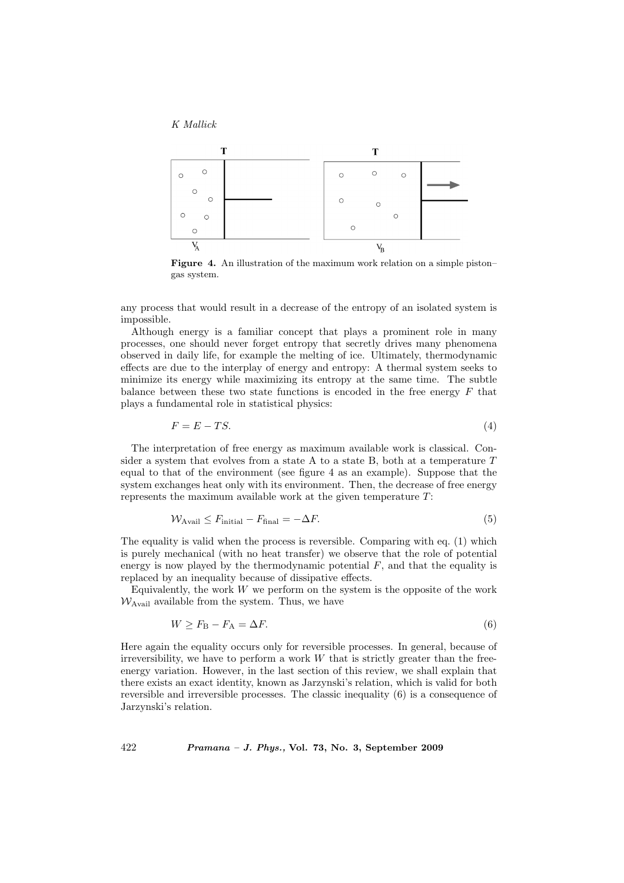**Figure 4.** An illustration of the maximum work relation on a simple piston–gas system.

any process that would result in a decrease of the entropy of an isolated system is impossible.

Although energy is a familiar concept that plays a prominent role in many processes, one should never forget entropy that secretly drives many phenomena observed in daily life, for example the melting of ice. Ultimately, thermodynamic effects are due to the interplay of energy and entropy: A thermal system seeks to minimize its energy while maximizing its entropy at the same time. The subtle balance between these two state functions is encoded in the free energy $F$ that plays a fundamental role in statistical physics:

$$F = E - TS. \tag{4}$$

The interpretation of free energy as maximum available work is classical. Consider a system that evolves from a state A to a state B, both at a temperature $T$ equal to that of the environment (see figure 4 as an example). Suppose that the system exchanges heat only with its environment. Then, the decrease of free energy represents the maximum available work at the given temperature $T$:

$$\mathcal{W}_{\text{Avail}} \leq F_{\text{initial}} - F_{\text{final}} = -\Delta F. \tag{5}$$

The equality is valid when the process is reversible. Comparing with eq. (1) which is purely mechanical (with no heat transfer) we observe that the role of potential energy is now played by the thermodynamic potential $F$, and that the equality is replaced by an inequality because of dissipative effects.

Equivalently, the work $W$ we perform on the system is the opposite of the work $\mathcal{W}_{\text{Avail}}$ available from the system. Thus, we have

$$W \geq F_{\text{B}} - F_{\text{A}} = \Delta F. \tag{6}$$

Here again the equality occurs only for reversible processes. In general, because of irreversibility, we have to perform a work $W$ that is strictly greater than the free-energy variation. However, in the last section of this review, we shall explain that there exists an exact identity, known as Jarzynski's relation, which is valid for both reversible and irreversible processes. The classic inequality (6) is a consequence of Jarzynski's relation.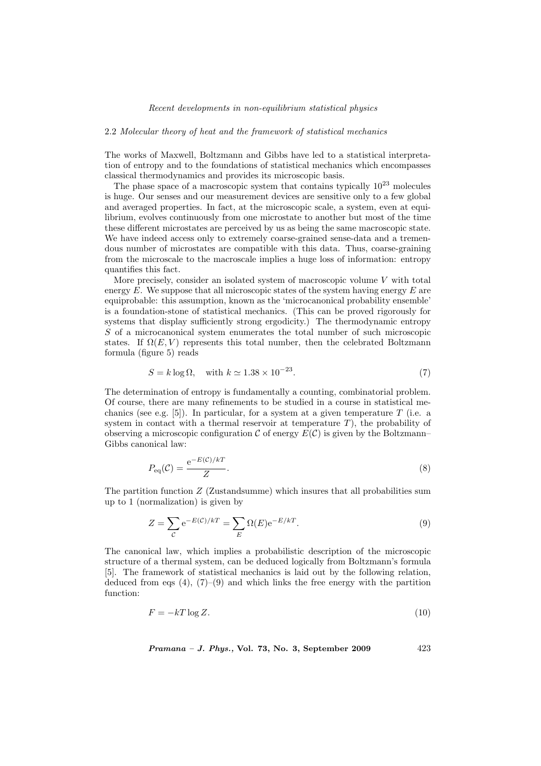### 2.2 *Molecular theory of heat and the framework of statistical mechanics*

The works of Maxwell, Boltzmann and Gibbs have led to a statistical interpretation of entropy and to the foundations of statistical mechanics which encompasses classical thermodynamics and provides its microscopic basis.

The phase space of a macroscopic system that contains typically $10^{23}$ molecules is huge. Our senses and our measurement devices are sensitive only to a few global and averaged properties. In fact, at the microscopic scale, a system, even at equilibrium, evolves continuously from one microstate to another but most of the time these different microstates are perceived by us as being the same macroscopic state. We have indeed access only to extremely coarse-grained sense-data and a tremendous number of microstates are compatible with this data. Thus, coarse-graining from the microscale to the macroscale implies a huge loss of information: entropy quantifies this fact.

More precisely, consider an isolated system of macroscopic volume $V$ with total energy $E$. We suppose that all microscopic states of the system having energy $E$ are equiprobable: this assumption, known as the 'microcanonical probability ensemble' is a foundation-stone of statistical mechanics. (This can be proved rigorously for systems that display sufficiently strong ergodicity.) The thermodynamic entropy $S$ of a microcanonical system enumerates the total number of such microscopic states. If $\Omega(E, V)$ represents this total number, then the celebrated Boltzmann formula (figure 5) reads

$$S = k \log \Omega, \quad \text{with } k \simeq 1.38 \times 10^{-23}. \tag{7}$$

The determination of entropy is fundamentally a counting, combinatorial problem. Of course, there are many refinements to be studied in a course in statistical mechanics (see e.g. [5]). In particular, for a system at a given temperature $T$ (i.e. a system in contact with a thermal reservoir at temperature $T$), the probability of observing a microscopic configuration $\mathcal{C}$ of energy $E(\mathcal{C})$ is given by the Boltzmann–Gibbs canonical law:

$$P_{\text{eq}}(\mathcal{C}) = \frac{\mathrm{e}^{-E(\mathcal{C})/kT}}{Z}. \tag{8}$$

The partition function $Z$ (Zustandsumme) which insures that all probabilities sum up to 1 (normalization) is given by

$$Z = \sum_{\mathcal{C}} \mathrm{e}^{-E(\mathcal{C})/kT} = \sum_{E} \Omega(E) \mathrm{e}^{-E/kT}. \tag{9}$$

The canonical law, which implies a probabilistic description of the microscopic structure of a thermal system, can be deduced logically from Boltzmann's formula [5]. The framework of statistical mechanics is laid out by the following relation, deduced from eqs (4), (7)–(9) and which links the free energy with the partition function:

$$F = -kT \log Z. \tag{10}$$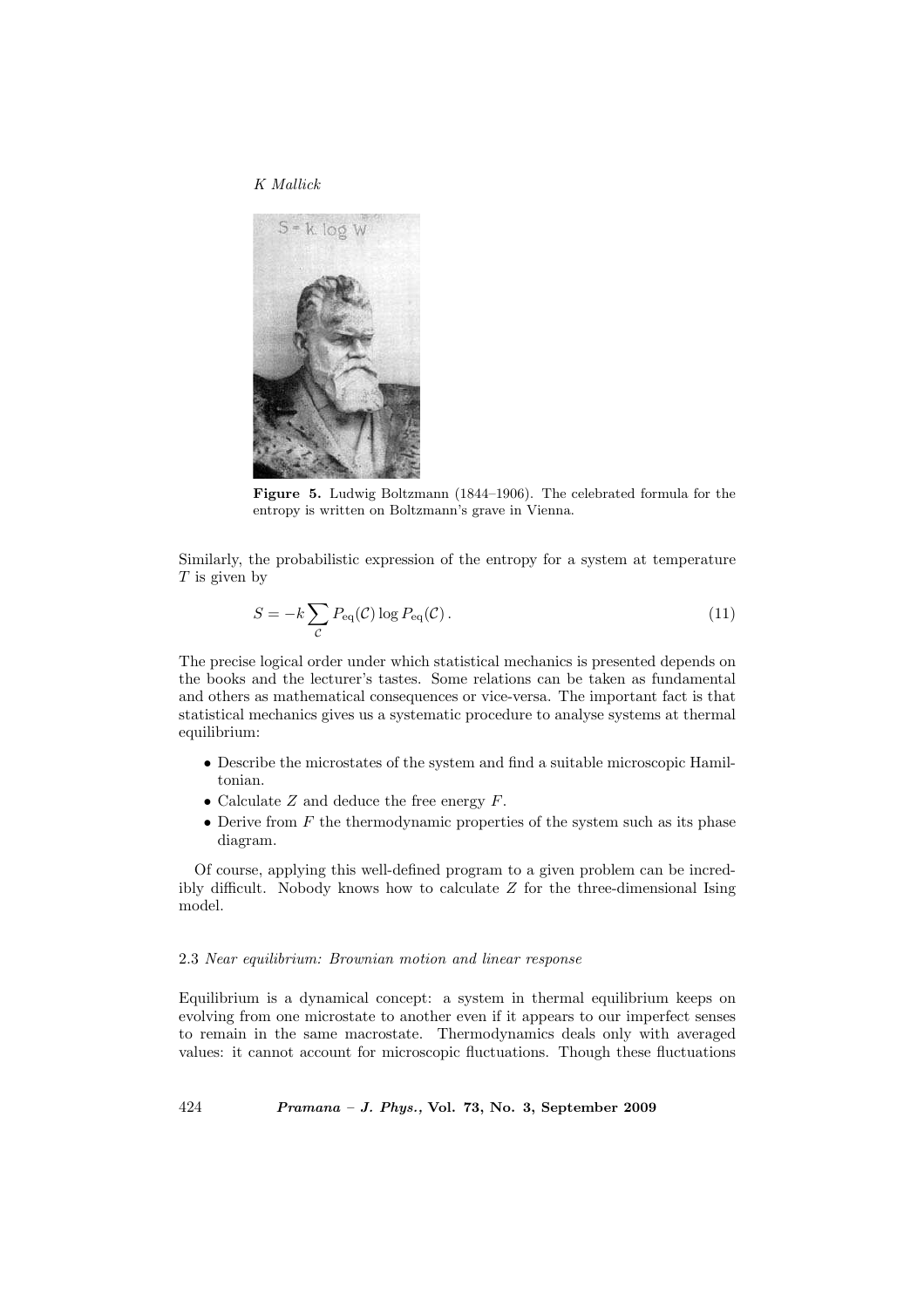**Figure 5.** Ludwig Boltzmann (1844–1906). The celebrated formula for the entropy is written on Boltzmann's grave in Vienna.

Similarly, the probabilistic expression of the entropy for a system at temperature $T$ is given by

$$S = -k \sum_{\mathcal{C}} P_{\text{eq}}(\mathcal{C}) \log P_{\text{eq}}(\mathcal{C}) \,. \tag{11}$$

The precise logical order under which statistical mechanics is presented depends on the books and the lecturer's tastes. Some relations can be taken as fundamental and others as mathematical consequences or vice-versa. The important fact is that statistical mechanics gives us a systematic procedure to analyse systems at thermal equilibrium:

- Describe the microstates of the system and find a suitable microscopic Hamiltonian.
- Calculate $Z$ and deduce the free energy $F$.
- Derive from $F$ the thermodynamic properties of the system such as its phase diagram.

Of course, applying this well-defined program to a given problem can be incredibly difficult. Nobody knows how to calculate $Z$ for the three-dimensional Ising model.

### 2.3 *Near equilibrium: Brownian motion and linear response*

Equilibrium is a dynamical concept: a system in thermal equilibrium keeps on evolving from one microstate to another even if it appears to our imperfect senses to remain in the same macrostate. Thermodynamics deals only with averaged values: it cannot account for microscopic fluctuations. Though these fluctuations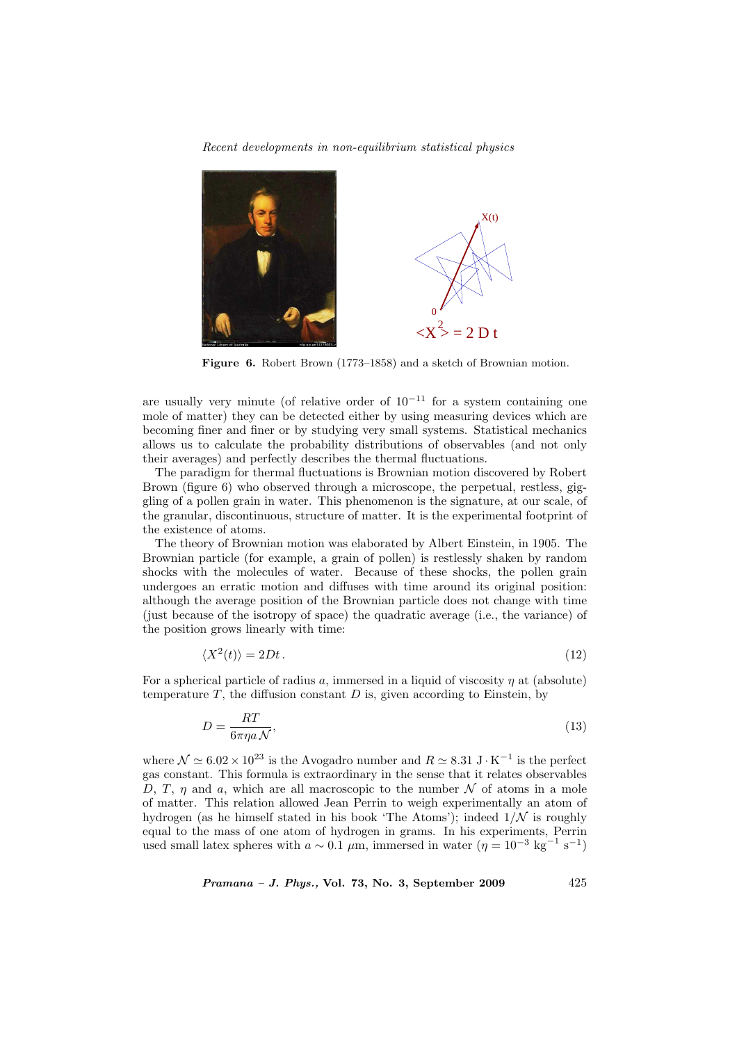**Figure 6.** Robert Brown (1773–1858) and a sketch of Brownian motion.

are usually very minute (of relative order of $10^{-11}$ for a system containing one mole of matter) they can be detected either by using measuring devices which are becoming finer and finer or by studying very small systems. Statistical mechanics allows us to calculate the probability distributions of observables (and not only their averages) and perfectly describes the thermal fluctuations.

The paradigm for thermal fluctuations is Brownian motion discovered by Robert Brown (figure 6) who observed through a microscope, the perpetual, restless, giggling of a pollen grain in water. This phenomenon is the signature, at our scale, of the granular, discontinuous, structure of matter. It is the experimental footprint of the existence of atoms.

The theory of Brownian motion was elaborated by Albert Einstein, in 1905. The Brownian particle (for example, a grain of pollen) is restlessly shaken by random shocks with the molecules of water. Because of these shocks, the pollen grain undergoes an erratic motion and diffuses with time around its original position: although the average position of the Brownian particle does not change with time (just because of the isotropy of space) the quadratic average (i.e., the variance) of the position grows linearly with time:

$$\langle X^2(t) \rangle = 2Dt\,. \tag{12}$$

For a spherical particle of radius $a$, immersed in a liquid of viscosity $\eta$ at (absolute) temperature $T$, the diffusion constant $D$ is, given according to Einstein, by

$$D = \frac{RT}{6\pi\eta a \mathcal{N}}, \tag{13}$$

where $\mathcal{N} \simeq 6.02 \times 10^{23}$ is the Avogadro number and $R \simeq 8.31\ \mathrm{J \cdot K^{-1}}$ is the perfect gas constant. This formula is extraordinary in the sense that it relates observables $D$, $T$, $\eta$ and $a$, which are all macroscopic to the number $\mathcal{N}$ of atoms in a mole of matter. This relation allowed Jean Perrin to weigh experimentally an atom of hydrogen (as he himself stated in his book 'The Atoms'); indeed $1/\mathcal{N}$ is roughly equal to the mass of one atom of hydrogen in grams. In his experiments, Perrin used small latex spheres with $a \sim 0.1\ \mu$m, immersed in water ($\eta = 10^{-3}\ \mathrm{kg^{-1}\ s^{-1}}$)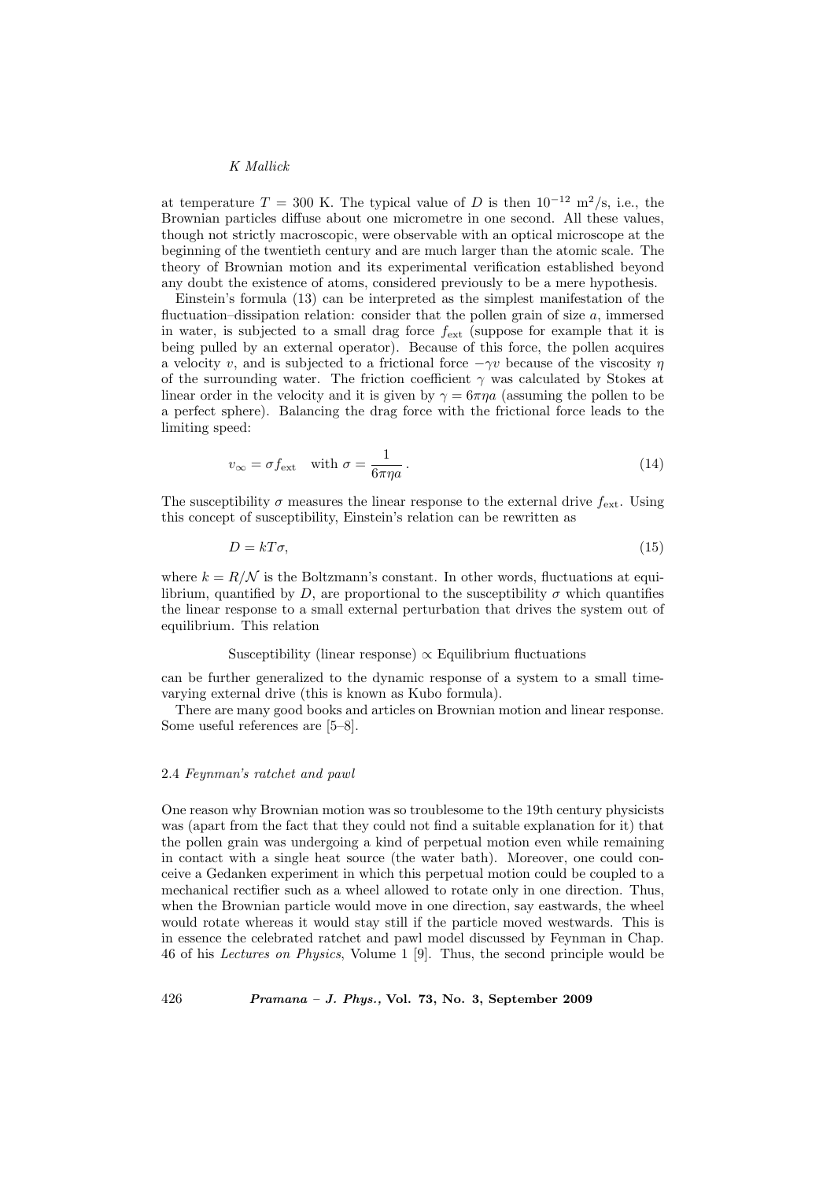at temperature $T = 300$ K. The typical value of $D$ is then $10^{-12}$ m$^2$/s, i.e., the Brownian particles diffuse about one micrometre in one second. All these values, though not strictly macroscopic, were observable with an optical microscope at the beginning of the twentieth century and are much larger than the atomic scale. The theory of Brownian motion and its experimental verification established beyond any doubt the existence of atoms, considered previously to be a mere hypothesis.

Einstein's formula (13) can be interpreted as the simplest manifestation of the fluctuation–dissipation relation: consider that the pollen grain of size $a$, immersed in water, is subjected to a small drag force $f_{\text{ext}}$ (suppose for example that it is being pulled by an external operator). Because of this force, the pollen acquires a velocity $v$, and is subjected to a frictional force $-\gamma v$ because of the viscosity $\eta$ of the surrounding water. The friction coefficient $\gamma$ was calculated by Stokes at linear order in the velocity and it is given by $\gamma = 6\pi\eta a$ (assuming the pollen to be a perfect sphere). Balancing the drag force with the frictional force leads to the limiting speed:

$$v_\infty = \sigma f_{\text{ext}} \quad \text{with } \sigma = \frac{1}{6\pi\eta a}\,. \tag{14}$$

The susceptibility $\sigma$ measures the linear response to the external drive $f_{\text{ext}}$. Using this concept of susceptibility, Einstein's relation can be rewritten as

$$D = kT\sigma, \tag{15}$$

where $k = R/\mathcal{N}$ is the Boltzmann's constant. In other words, fluctuations at equilibrium, quantified by $D$, are proportional to the susceptibility $\sigma$ which quantifies the linear response to a small external perturbation that drives the system out of equilibrium. This relation

$$\text{Susceptibility (linear response)} \propto \text{Equilibrium fluctuations}$$

can be further generalized to the dynamic response of a system to a small time-varying external drive (this is known as Kubo formula).

There are many good books and articles on Brownian motion and linear response. Some useful references are [5–8].

### 2.4 *Feynman's ratchet and pawl*

One reason why Brownian motion was so troublesome to the 19th century physicists was (apart from the fact that they could not find a suitable explanation for it) that the pollen grain was undergoing a kind of perpetual motion even while remaining in contact with a single heat source (the water bath). Moreover, one could conceive a Gedanken experiment in which this perpetual motion could be coupled to a mechanical rectifier such as a wheel allowed to rotate only in one direction. Thus, when the Brownian particle would move in one direction, say eastwards, the wheel would rotate whereas it would stay still if the particle moved westwards. This is in essence the celebrated ratchet and pawl model discussed by Feynman in Chap. 46 of his *Lectures on Physics*, Volume 1 [9]. Thus, the second principle would be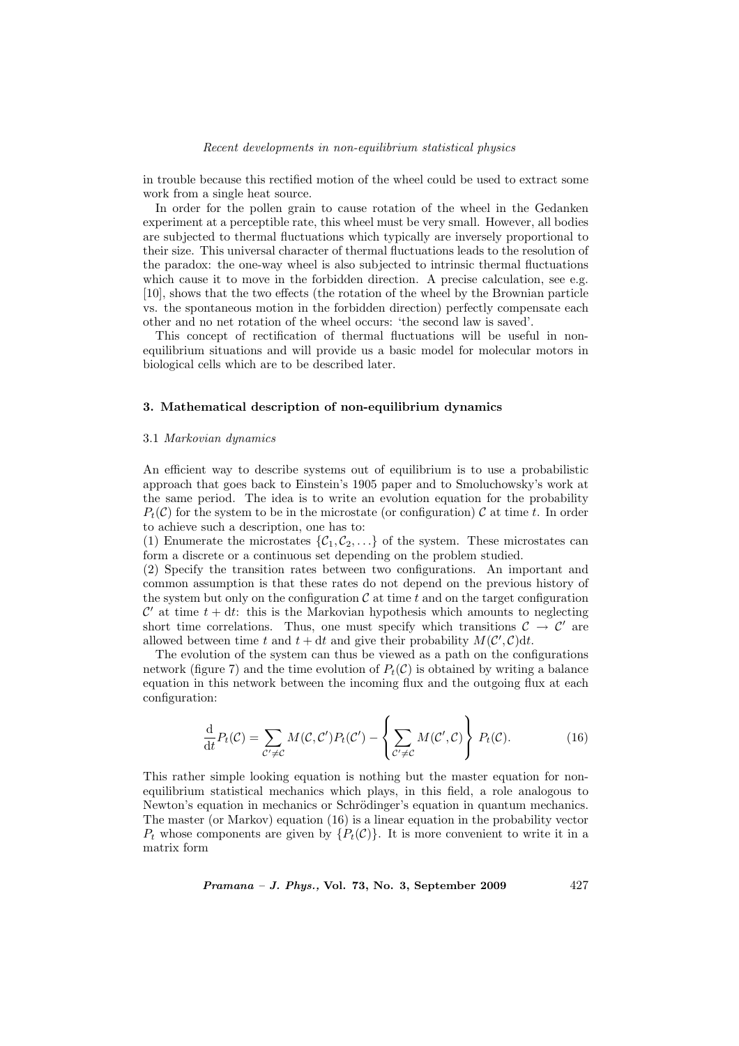in trouble because this rectified motion of the wheel could be used to extract some work from a single heat source.

In order for the pollen grain to cause rotation of the wheel in the Gedanken experiment at a perceptible rate, this wheel must be very small. However, all bodies are subjected to thermal fluctuations which typically are inversely proportional to their size. This universal character of thermal fluctuations leads to the resolution of the paradox: the one-way wheel is also subjected to intrinsic thermal fluctuations which cause it to move in the forbidden direction. A precise calculation, see e.g. [10], shows that the two effects (the rotation of the wheel by the Brownian particle vs. the spontaneous motion in the forbidden direction) perfectly compensate each other and no net rotation of the wheel occurs: 'the second law is saved'.

This concept of rectification of thermal fluctuations will be useful in non-equilibrium situations and will provide us a basic model for molecular motors in biological cells which are to be described later.

## 3. Mathematical description of non-equilibrium dynamics

### 3.1 *Markovian dynamics*

An efficient way to describe systems out of equilibrium is to use a probabilistic approach that goes back to Einstein's 1905 paper and to Smoluchowsky's work at the same period. The idea is to write an evolution equation for the probability $P_t(\mathcal{C})$ for the system to be in the microstate (or configuration) $\mathcal{C}$ at time $t$. In order to achieve such a description, one has to:

(1) Enumerate the microstates $\{\mathcal{C}_1, \mathcal{C}_2, \ldots\}$ of the system. These microstates can form a discrete or a continuous set depending on the problem studied.

(2) Specify the transition rates between two configurations. An important and common assumption is that these rates do not depend on the previous history of the system but only on the configuration $\mathcal{C}$ at time $t$ and on the target configuration $\mathcal{C}'$ at time $t + \mathrm{d}t$: this is the Markovian hypothesis which amounts to neglecting short time correlations. Thus, one must specify which transitions $\mathcal{C} \to \mathcal{C}'$ are allowed between time $t$ and $t + \mathrm{d}t$ and give their probability $M(\mathcal{C}', \mathcal{C})\mathrm{d}t$.

The evolution of the system can thus be viewed as a path on the configurations network (figure 7) and the time evolution of $P_t(\mathcal{C})$ is obtained by writing a balance equation in this network between the incoming flux and the outgoing flux at each configuration:

$$\frac{\mathrm{d}}{\mathrm{d}t} P_t(\mathcal{C}) = \sum_{\mathcal{C}' \neq \mathcal{C}} M(\mathcal{C}, \mathcal{C}') P_t(\mathcal{C}') - \left\{ \sum_{\mathcal{C}' \neq \mathcal{C}} M(\mathcal{C}', \mathcal{C}) \right\} P_t(\mathcal{C}). \tag{16}$$

This rather simple looking equation is nothing but the master equation for non-equilibrium statistical mechanics which plays, in this field, a role analogous to Newton's equation in mechanics or Schrödinger's equation in quantum mechanics. The master (or Markov) equation (16) is a linear equation in the probability vector $P_t$ whose components are given by $\{P_t(\mathcal{C})\}$. It is more convenient to write it in a matrix form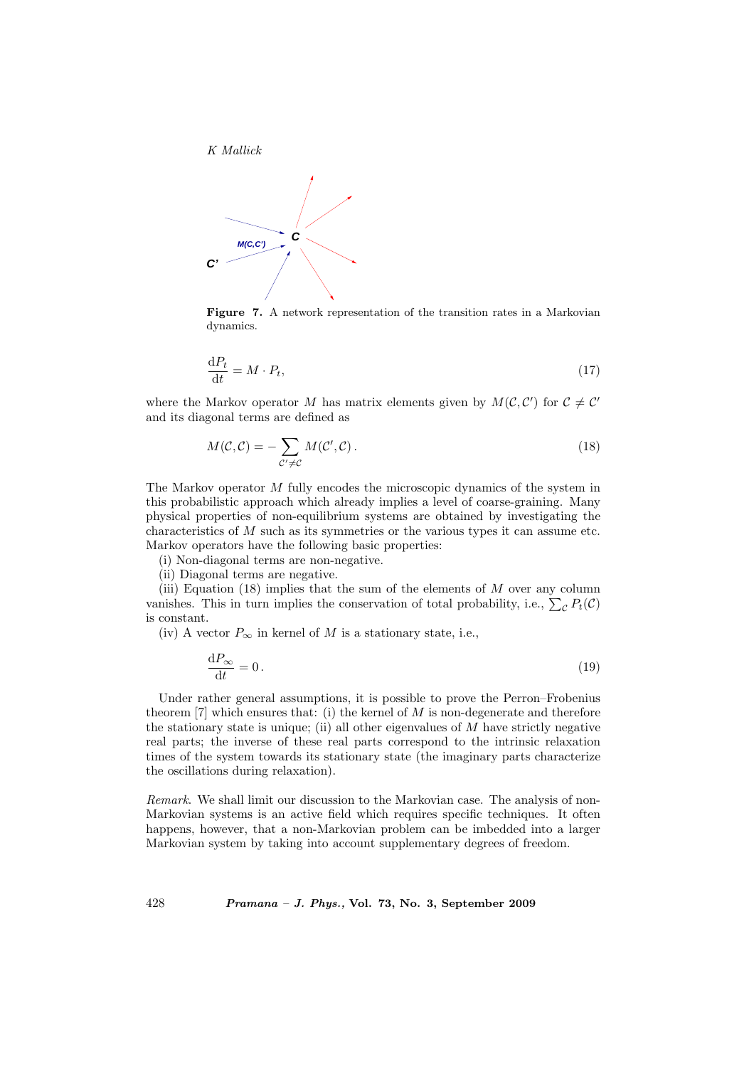**Figure 7.** A network representation of the transition rates in a Markovian dynamics.

$$\frac{\mathrm{d}P_t}{\mathrm{d}t} = M \cdot P_t, \tag{17}$$

where the Markov operator $M$ has matrix elements given by $M(\mathcal{C}, \mathcal{C}')$ for $\mathcal{C} \neq \mathcal{C}'$ and its diagonal terms are defined as

$$M(\mathcal{C}, \mathcal{C}) = -\sum_{\mathcal{C}' \neq \mathcal{C}} M(\mathcal{C}', \mathcal{C}). \tag{18}$$

The Markov operator $M$ fully encodes the microscopic dynamics of the system in this probabilistic approach which already implies a level of coarse-graining. Many physical properties of non-equilibrium systems are obtained by investigating the characteristics of $M$ such as its symmetries or the various types it can assume etc. Markov operators have the following basic properties:

(i) Non-diagonal terms are non-negative.

(ii) Diagonal terms are negative.

(iii) Equation (18) implies that the sum of the elements of $M$ over any column vanishes. This in turn implies the conservation of total probability, i.e., $\sum_{\mathcal{C}} P_t(\mathcal{C})$ is constant.

(iv) A vector $P_\infty$ in kernel of $M$ is a stationary state, i.e.,

$$\frac{\mathrm{d}P_\infty}{\mathrm{d}t} = 0. \tag{19}$$

Under rather general assumptions, it is possible to prove the Perron–Frobenius theorem [7] which ensures that: (i) the kernel of $M$ is non-degenerate and therefore the stationary state is unique; (ii) all other eigenvalues of $M$ have strictly negative real parts; the inverse of these real parts correspond to the intrinsic relaxation times of the system towards its stationary state (the imaginary parts characterize the oscillations during relaxation).

*Remark*. We shall limit our discussion to the Markovian case. The analysis of non-Markovian systems is an active field which requires specific techniques. It often happens, however, that a non-Markovian problem can be imbedded into a larger Markovian system by taking into account supplementary degrees of freedom.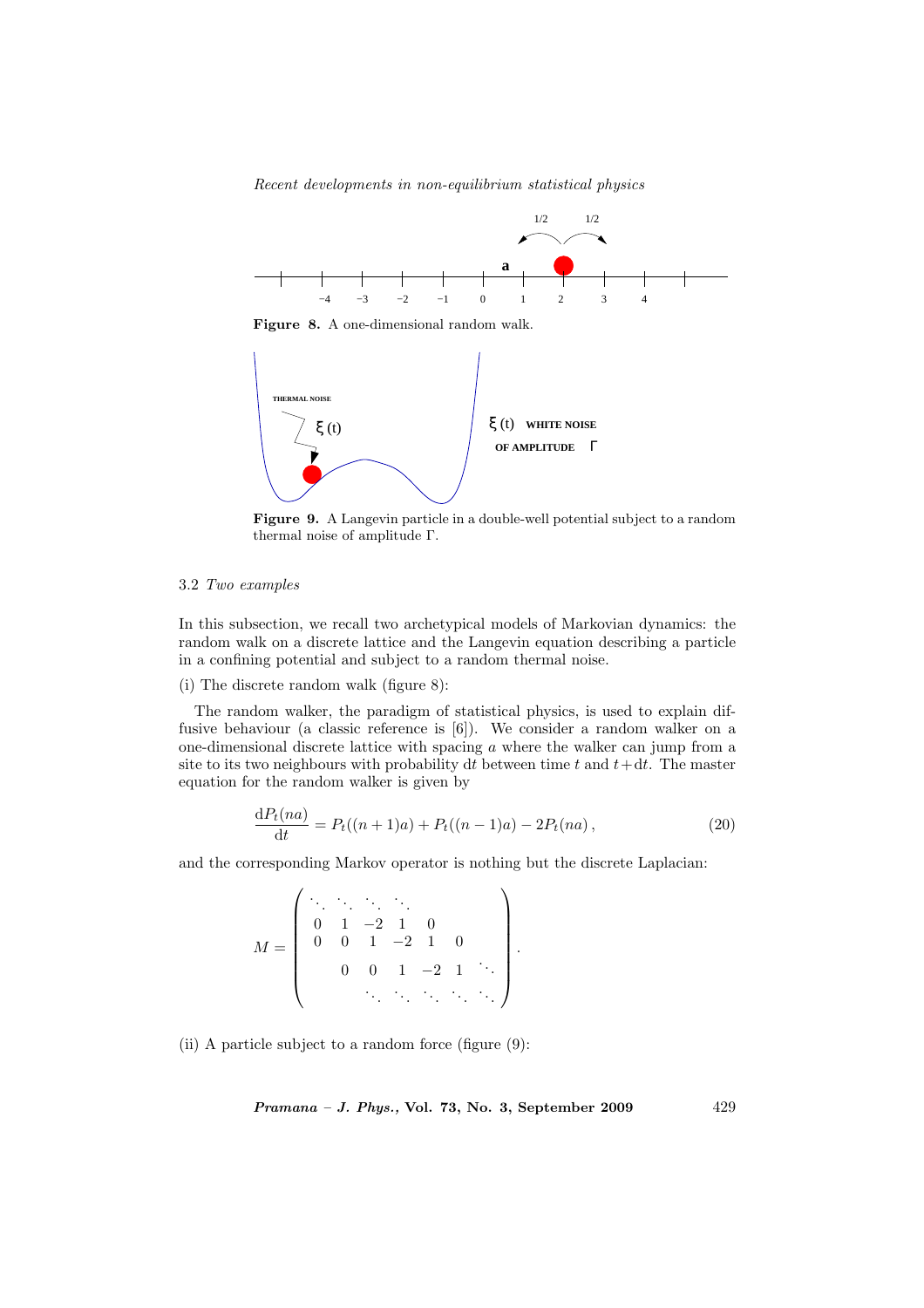**Figure 8.** A one-dimensional random walk.

**Figure 9.** A Langevin particle in a double-well potential subject to a random thermal noise of amplitude $\Gamma$.

### 3.2 *Two examples*

In this subsection, we recall two archetypical models of Markovian dynamics: the random walk on a discrete lattice and the Langevin equation describing a particle in a confining potential and subject to a random thermal noise.

(i) The discrete random walk (figure 8):

The random walker, the paradigm of statistical physics, is used to explain diffusive behaviour (a classic reference is [6]). We consider a random walker on a one-dimensional discrete lattice with spacing $a$ where the walker can jump from a site to its two neighbours with probability $\mathrm{d}t$ between time $t$ and $t+\mathrm{d}t$. The master equation for the random walker is given by

$$\frac{\mathrm{d}P_t(na)}{\mathrm{d}t} = P_t((n+1)a) + P_t((n-1)a) - 2P_t(na)\,, \tag{20}$$

and the corresponding Markov operator is nothing but the discrete Laplacian:

$$M = \begin{pmatrix} \ddots & \ddots & \ddots & \ddots & & & \\ 0 & 1 & -2 & 1 & 0 & & \\ 0 & 0 & 1 & -2 & 1 & 0 & \\ & 0 & 0 & 1 & -2 & 1 & \ddots \\ & & \ddots & \ddots & \ddots & \ddots & \ddots \end{pmatrix}.$$

(ii) A particle subject to a random force (figure (9):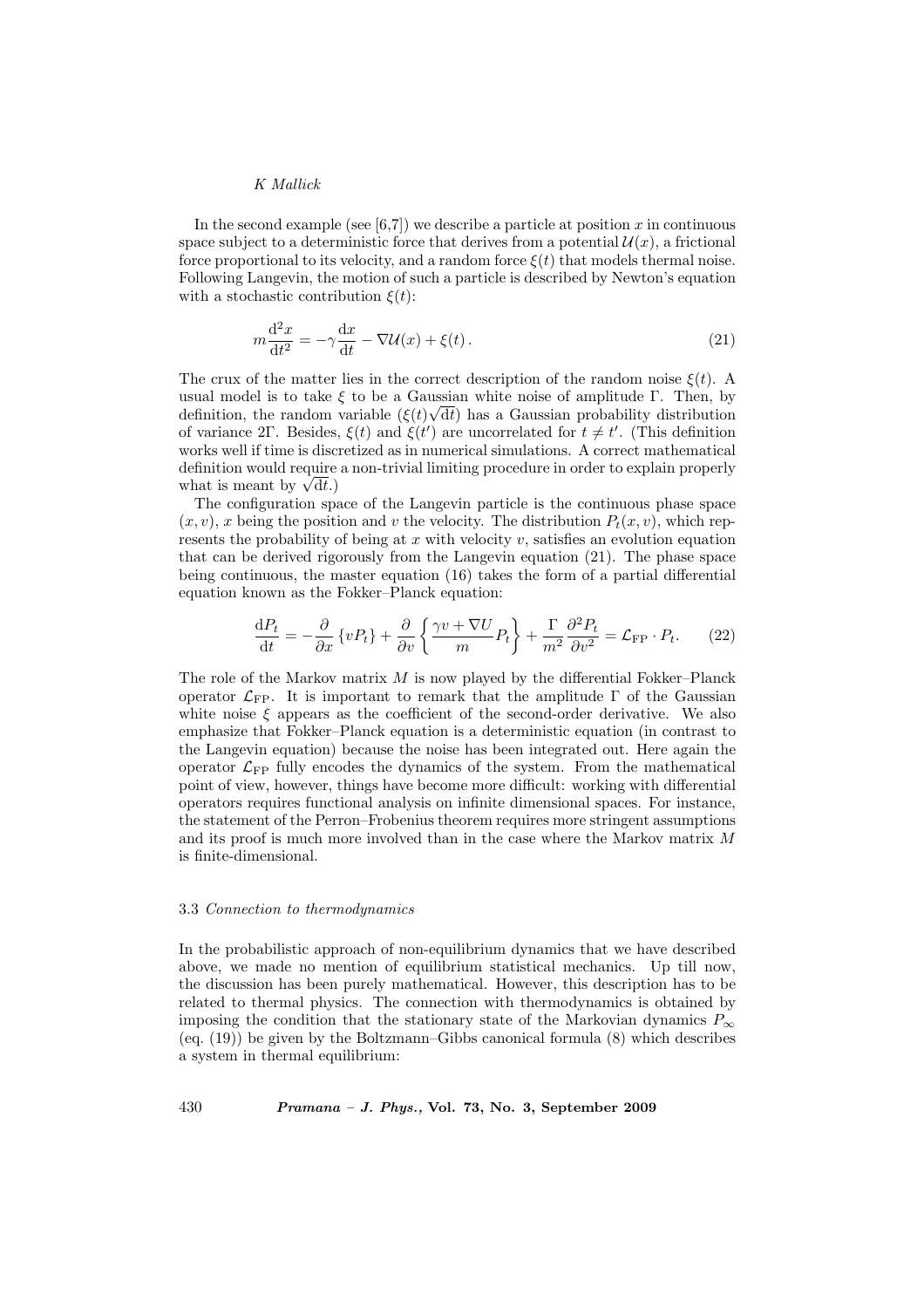In the second example (see [6,7]) we describe a particle at position $x$ in continuous space subject to a deterministic force that derives from a potential $\mathcal{U}(x)$, a frictional force proportional to its velocity, and a random force $\xi(t)$ that models thermal noise. Following Langevin, the motion of such a particle is described by Newton's equation with a stochastic contribution $\xi(t)$:

$$m\frac{\mathrm{d}^2x}{\mathrm{d}t^2} = -\gamma\frac{\mathrm{d}x}{\mathrm{d}t} - \nabla\mathcal{U}(x) + \xi(t)\,. \tag{21}$$

The crux of the matter lies in the correct description of the random noise $\xi(t)$. A usual model is to take $\xi$ to be a Gaussian white noise of amplitude $\Gamma$. Then, by definition, the random variable $(\xi(t)\sqrt{\mathrm{d}t})$ has a Gaussian probability distribution of variance $2\Gamma$. Besides, $\xi(t)$ and $\xi(t')$ are uncorrelated for $t \neq t'$. (This definition works well if time is discretized as in numerical simulations. A correct mathematical definition would require a non-trivial limiting procedure in order to explain properly what is meant by $\sqrt{\mathrm{d}t}$.)

The configuration space of the Langevin particle is the continuous phase space $(x, v)$, $x$ being the position and $v$ the velocity. The distribution $P_t(x, v)$, which represents the probability of being at $x$ with velocity $v$, satisfies an evolution equation that can be derived rigorously from the Langevin equation (21). The phase space being continuous, the master equation (16) takes the form of a partial differential equation known as the Fokker–Planck equation:

$$\frac{\mathrm{d}P_t}{\mathrm{d}t} = -\frac{\partial}{\partial x}\left\{vP_t\right\} + \frac{\partial}{\partial v}\left\{\frac{\gamma v + \nabla U}{m}P_t\right\} + \frac{\Gamma}{m^2}\frac{\partial^2 P_t}{\partial v^2} = \mathcal{L}_{\mathrm{FP}}\cdot P_t. \tag{22}$$

The role of the Markov matrix $M$ is now played by the differential Fokker–Planck operator $\mathcal{L}_{\mathrm{FP}}$. It is important to remark that the amplitude $\Gamma$ of the Gaussian white noise $\xi$ appears as the coefficient of the second-order derivative. We also emphasize that Fokker–Planck equation is a deterministic equation (in contrast to the Langevin equation) because the noise has been integrated out. Here again the operator $\mathcal{L}_{\mathrm{FP}}$ fully encodes the dynamics of the system. From the mathematical point of view, however, things have become more difficult: working with differential operators requires functional analysis on infinite dimensional spaces. For instance, the statement of the Perron–Frobenius theorem requires more stringent assumptions and its proof is much more involved than in the case where the Markov matrix $M$ is finite-dimensional.

### 3.3 *Connection to thermodynamics*

In the probabilistic approach of non-equilibrium dynamics that we have described above, we made no mention of equilibrium statistical mechanics. Up till now, the discussion has been purely mathematical. However, this description has to be related to thermal physics. The connection with thermodynamics is obtained by imposing the condition that the stationary state of the Markovian dynamics $P_\infty$ (eq. (19)) be given by the Boltzmann–Gibbs canonical formula (8) which describes a system in thermal equilibrium: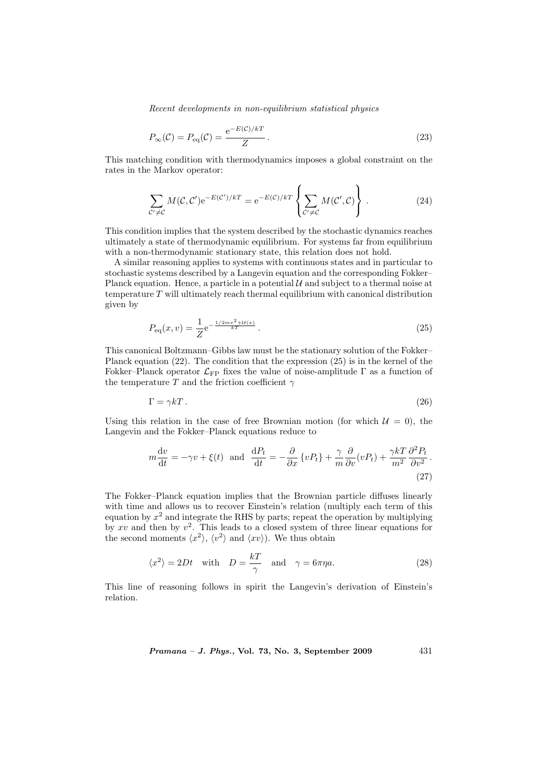$$P_\infty(\mathcal{C}) = P_{\rm eq}(\mathcal{C}) = \frac{{\rm e}^{-E(\mathcal{C})/kT}}{Z}\,. \tag{23}$$

This matching condition with thermodynamics imposes a global constraint on the rates in the Markov operator:

$$\sum_{\mathcal{C}'\neq\mathcal{C}} M(\mathcal{C},\mathcal{C}'){\rm e}^{-E(\mathcal{C}')/kT} = {\rm e}^{-E(\mathcal{C})/kT}\left\{\sum_{\mathcal{C}'\neq\mathcal{C}} M(\mathcal{C}',\mathcal{C})\right\}\,. \tag{24}$$

This condition implies that the system described by the stochastic dynamics reaches ultimately a state of thermodynamic equilibrium. For systems far from equilibrium with a non-thermodynamic stationary state, this relation does not hold.

A similar reasoning applies to systems with continuous states and in particular to stochastic systems described by a Langevin equation and the corresponding Fokker–Planck equation. Hence, a particle in a potential $\mathcal{U}$ and subject to a thermal noise at temperature $T$ will ultimately reach thermal equilibrium with canonical distribution given by

$$P_{\rm eq}(x,v) = \frac{1}{Z}{\rm e}^{-\frac{1/2mv^2+\mathcal{U}(x)}{kT}}\,. \tag{25}$$

This canonical Boltzmann–Gibbs law must be the stationary solution of the Fokker–Planck equation (22). The condition that the expression (25) is in the kernel of the Fokker–Planck operator $\mathcal{L}_{\rm FP}$ fixes the value of noise-amplitude $\Gamma$ as a function of the temperature $T$ and the friction coefficient $\gamma$

$$\Gamma = \gamma kT\,. \tag{26}$$

Using this relation in the case of free Brownian motion (for which $\mathcal{U}=0$), the Langevin and the Fokker–Planck equations reduce to

$$m\frac{{\rm d}v}{{\rm d}t} = -\gamma v + \xi(t) \quad \text{and} \quad \frac{{\rm d}P_t}{{\rm d}t} = -\frac{\partial}{\partial x}\left\{vP_t\right\} + \frac{\gamma}{m}\frac{\partial}{\partial v}(vP_t) + \frac{\gamma kT}{m^2}\frac{\partial^2 P_t}{\partial v^2}\,. \tag{27}$$

The Fokker–Planck equation implies that the Brownian particle diffuses linearly with time and allows us to recover Einstein's relation (multiply each term of this equation by $x^2$ and integrate the RHS by parts; repeat the operation by multiplying by $xv$ and then by $v^2$. This leads to a closed system of three linear equations for the second moments $\langle x^2\rangle$, $\langle v^2\rangle$ and $\langle xv\rangle$). We thus obtain

$$\langle x^2\rangle = 2Dt \quad \text{with} \quad D = \frac{kT}{\gamma} \quad \text{and} \quad \gamma = 6\pi\eta a. \tag{28}$$

This line of reasoning follows in spirit the Langevin's derivation of Einstein's relation.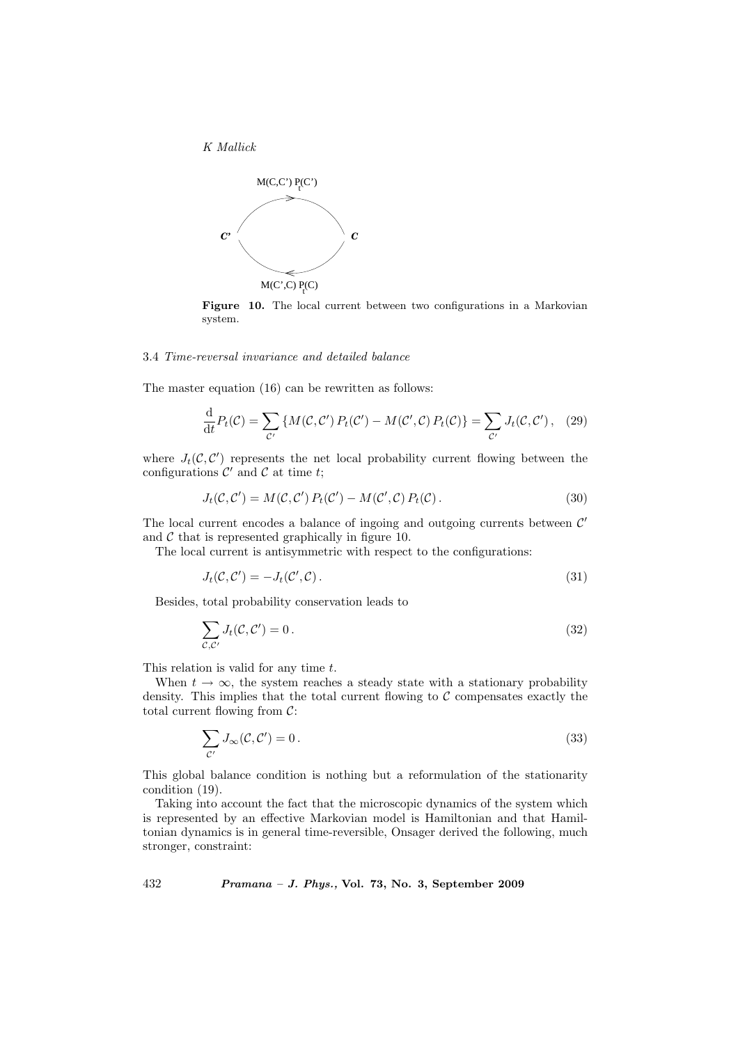**Figure 10.** The local current between two configurations in a Markovian system.

### 3.4 *Time-reversal invariance and detailed balance*

The master equation (16) can be rewritten as follows:

$$\frac{\mathrm{d}}{\mathrm{d}t} P_t(\mathcal{C}) = \sum_{\mathcal{C}'} \left\{ M(\mathcal{C}, \mathcal{C}')\, P_t(\mathcal{C}') - M(\mathcal{C}', \mathcal{C})\, P_t(\mathcal{C}) \right\} = \sum_{\mathcal{C}'} J_t(\mathcal{C}, \mathcal{C}'), \quad (29)$$

where $J_t(\mathcal{C}, \mathcal{C}')$ represents the net local probability current flowing between the configurations $\mathcal{C}'$ and $\mathcal{C}$ at time $t$;

$$J_t(\mathcal{C}, \mathcal{C}') = M(\mathcal{C}, \mathcal{C}')\, P_t(\mathcal{C}') - M(\mathcal{C}', \mathcal{C})\, P_t(\mathcal{C}). \quad (30)$$

The local current encodes a balance of ingoing and outgoing currents between $\mathcal{C}'$ and $\mathcal{C}$ that is represented graphically in figure 10.

The local current is antisymmetric with respect to the configurations:

$$J_t(\mathcal{C}, \mathcal{C}') = -J_t(\mathcal{C}', \mathcal{C}). \quad (31)$$

Besides, total probability conservation leads to

$$\sum_{\mathcal{C}, \mathcal{C}'} J_t(\mathcal{C}, \mathcal{C}') = 0. \quad (32)$$

This relation is valid for any time $t$.

When $t \to \infty$, the system reaches a steady state with a stationary probability density. This implies that the total current flowing to $\mathcal{C}$ compensates exactly the total current flowing from $\mathcal{C}$:

$$\sum_{\mathcal{C}'} J_\infty(\mathcal{C}, \mathcal{C}') = 0. \quad (33)$$

This global balance condition is nothing but a reformulation of the stationarity condition (19).

Taking into account the fact that the microscopic dynamics of the system which is represented by an effective Markovian model is Hamiltonian and that Hamiltonian dynamics is in general time-reversible, Onsager derived the following, much stronger, constraint: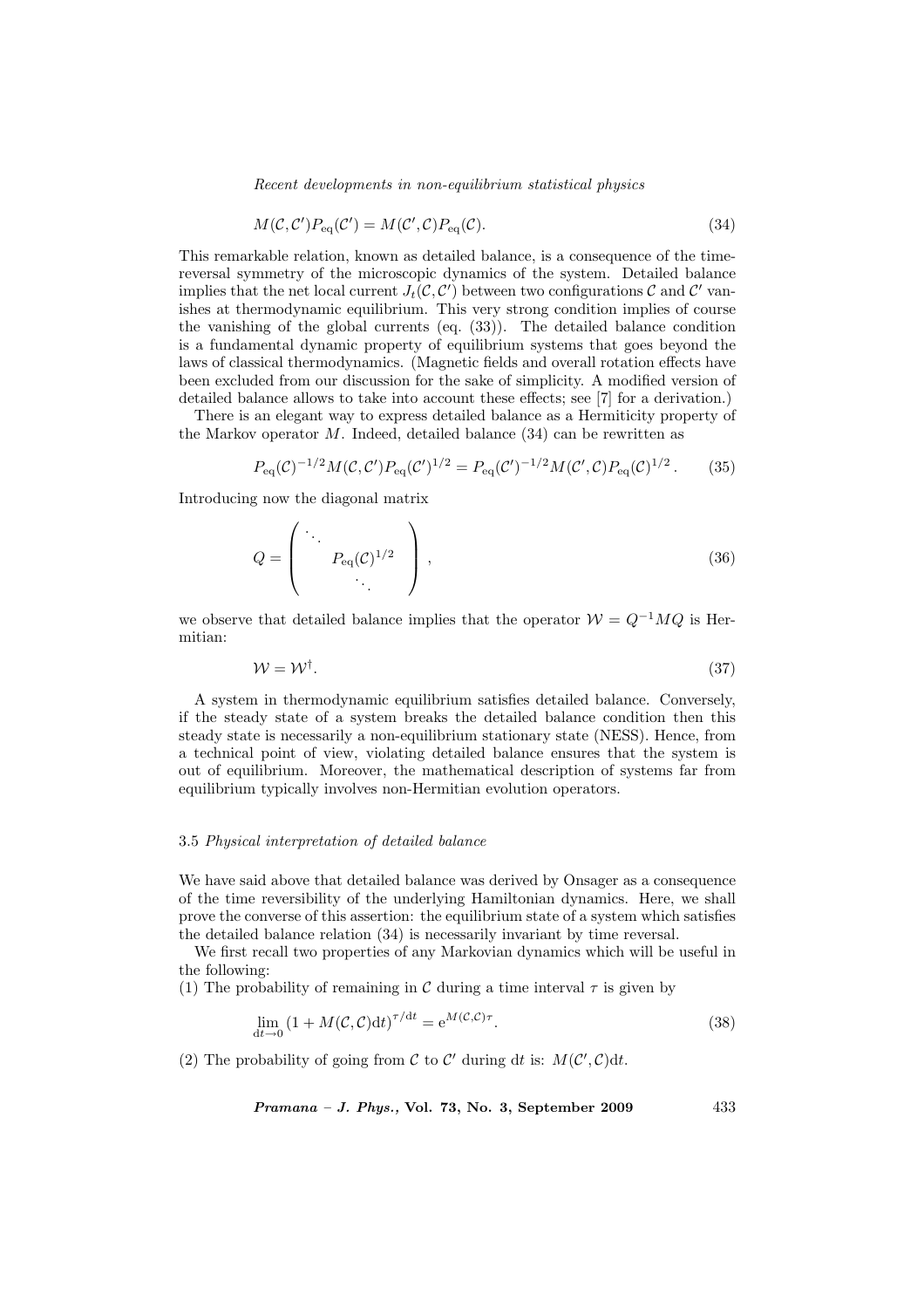$$M(\mathcal{C}, \mathcal{C}')P_{\rm eq}(\mathcal{C}') = M(\mathcal{C}', \mathcal{C})P_{\rm eq}(\mathcal{C}). \tag{34}$$

This remarkable relation, known as detailed balance, is a consequence of the time-reversal symmetry of the microscopic dynamics of the system. Detailed balance implies that the net local current $J_t(\mathcal{C}, \mathcal{C}')$ between two configurations $\mathcal{C}$ and $\mathcal{C}'$ vanishes at thermodynamic equilibrium. This very strong condition implies of course the vanishing of the global currents (eq. (33)). The detailed balance condition is a fundamental dynamic property of equilibrium systems that goes beyond the laws of classical thermodynamics. (Magnetic fields and overall rotation effects have been excluded from our discussion for the sake of simplicity. A modified version of detailed balance allows to take into account these effects; see [7] for a derivation.)

There is an elegant way to express detailed balance as a Hermiticity property of the Markov operator $M$. Indeed, detailed balance (34) can be rewritten as

$$P_{\rm eq}(\mathcal{C})^{-1/2}M(\mathcal{C}, \mathcal{C}')P_{\rm eq}(\mathcal{C}')^{1/2} = P_{\rm eq}(\mathcal{C}')^{-1/2}M(\mathcal{C}', \mathcal{C})P_{\rm eq}(\mathcal{C})^{1/2}\,. \tag{35}$$

Introducing now the diagonal matrix

$$Q = \begin{pmatrix} \ddots & & \\ & P_{\rm eq}(\mathcal{C})^{1/2} & \\ & & \ddots \end{pmatrix}, \tag{36}$$

we observe that detailed balance implies that the operator $\mathcal{W} = Q^{-1}MQ$ is Hermitian:

$$\mathcal{W} = \mathcal{W}^{\dagger}. \tag{37}$$

A system in thermodynamic equilibrium satisfies detailed balance. Conversely, if the steady state of a system breaks the detailed balance condition then this steady state is necessarily a non-equilibrium stationary state (NESS). Hence, from a technical point of view, violating detailed balance ensures that the system is out of equilibrium. Moreover, the mathematical description of systems far from equilibrium typically involves non-Hermitian evolution operators.

### 3.5 *Physical interpretation of detailed balance*

We have said above that detailed balance was derived by Onsager as a consequence of the time reversibility of the underlying Hamiltonian dynamics. Here, we shall prove the converse of this assertion: the equilibrium state of a system which satisfies the detailed balance relation (34) is necessarily invariant by time reversal.

We first recall two properties of any Markovian dynamics which will be useful in the following:

(1) The probability of remaining in $\mathcal{C}$ during a time interval $\tau$ is given by

$$\lim_{{\rm d}t \to 0} (1 + M(\mathcal{C}, \mathcal{C}){\rm d}t)^{\tau/{\rm d}t} = {\rm e}^{M(\mathcal{C}, \mathcal{C})\tau}. \tag{38}$$

(2) The probability of going from $\mathcal{C}$ to $\mathcal{C}'$ during ${\rm d}t$ is: $M(\mathcal{C}', \mathcal{C}){\rm d}t$.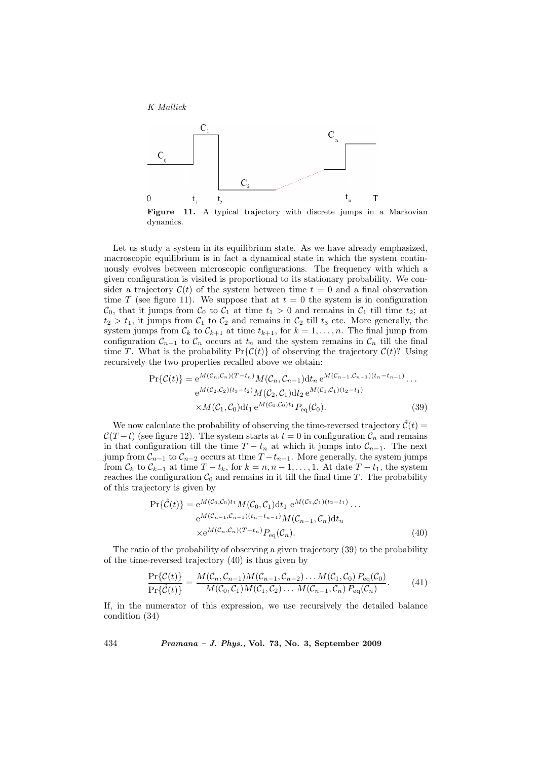**Figure 11.** A typical trajectory with discrete jumps in a Markovian dynamics.

Let us study a system in its equilibrium state. As we have already emphasized, macroscopic equilibrium is in fact a dynamical state in which the system continuously evolves between microscopic configurations. The frequency with which a given configuration is visited is proportional to its stationary probability. We consider a trajectory $\mathcal{C}(t)$ of the system between time $t = 0$ and a final observation time $T$ (see figure 11). We suppose that at $t = 0$ the system is in configuration $\mathcal{C}_0$, that it jumps from $\mathcal{C}_0$ to $\mathcal{C}_1$ at time $t_1 > 0$ and remains in $\mathcal{C}_1$ till time $t_2$; at $t_2 > t_1$, it jumps from $\mathcal{C}_1$ to $\mathcal{C}_2$ and remains in $\mathcal{C}_2$ till $t_3$ etc. More generally, the system jumps from $\mathcal{C}_k$ to $\mathcal{C}_{k+1}$ at time $t_{k+1}$, for $k = 1, \ldots, n$. The final jump from configuration $\mathcal{C}_{n-1}$ to $\mathcal{C}_n$ occurs at $t_n$ and the system remains in $\mathcal{C}_n$ till the final time $T$. What is the probability $\Pr\{\mathcal{C}(t)\}$ of observing the trajectory $\mathcal{C}(t)$? Using recursively the two properties recalled above we obtain:

$$\Pr\{\mathcal{C}(t)\} = \mathrm{e}^{M(\mathcal{C}_n,\mathcal{C}_n)(T-t_n)} M(\mathcal{C}_n,\mathcal{C}_{n-1})\mathrm{d}t_n \, \mathrm{e}^{M(\mathcal{C}_{n-1},\mathcal{C}_{n-1})(t_n-t_{n-1})} \ldots \\ \mathrm{e}^{M(\mathcal{C}_2,\mathcal{C}_2)(t_3-t_2)} M(\mathcal{C}_2,\mathcal{C}_1)\mathrm{d}t_2 \, \mathrm{e}^{M(\mathcal{C}_1,\mathcal{C}_1)(t_2-t_1)} \\ \times M(\mathcal{C}_1,\mathcal{C}_0)\mathrm{d}t_1 \, \mathrm{e}^{M(\mathcal{C}_0,\mathcal{C}_0)t_1} P_{\mathrm{eq}}(\mathcal{C}_0). \tag{39}$$

We now calculate the probability of observing the time-reversed trajectory $\hat{\mathcal{C}}(t) = \mathcal{C}(T-t)$ (see figure 12). The system starts at $t = 0$ in configuration $\mathcal{C}_n$ and remains in that configuration till the time $T - t_n$ at which it jumps into $\mathcal{C}_{n-1}$. The next jump from $\mathcal{C}_{n-1}$ to $\mathcal{C}_{n-2}$ occurs at time $T - t_{n-1}$. More generally, the system jumps from $\mathcal{C}_k$ to $\mathcal{C}_{k-1}$ at time $T - t_k$, for $k = n, n-1, \ldots, 1$. At date $T - t_1$, the system reaches the configuration $\mathcal{C}_0$ and remains in it till the final time $T$. The probability of this trajectory is given by

$$\Pr\{\hat{\mathcal{C}}(t)\} = \mathrm{e}^{M(\mathcal{C}_0,\mathcal{C}_0)t_1} M(\mathcal{C}_0,\mathcal{C}_1)\mathrm{d}t_1 \, \mathrm{e}^{M(\mathcal{C}_1,\mathcal{C}_1)(t_2-t_1)} \ldots \\ \mathrm{e}^{M(\mathcal{C}_{n-1},\mathcal{C}_{n-1})(t_n-t_{n-1})} M(\mathcal{C}_{n-1},\mathcal{C}_n)\mathrm{d}t_n \\ \times \mathrm{e}^{M(\mathcal{C}_n,\mathcal{C}_n)(T-t_n)} P_{\mathrm{eq}}(\mathcal{C}_n). \tag{40}$$

The ratio of the probability of observing a given trajectory (39) to the probability of the time-reversed trajectory (40) is thus given by

$$\frac{\Pr\{\mathcal{C}(t)\}}{\Pr\{\hat{\mathcal{C}}(t)\}} = \frac{M(\mathcal{C}_n,\mathcal{C}_{n-1})M(\mathcal{C}_{n-1},\mathcal{C}_{n-2}) \ldots M(\mathcal{C}_1,\mathcal{C}_0)\, P_{\mathrm{eq}}(\mathcal{C}_0)}{M(\mathcal{C}_0,\mathcal{C}_1)M(\mathcal{C}_1,\mathcal{C}_2) \ldots \, M(\mathcal{C}_{n-1},\mathcal{C}_n)\, P_{\mathrm{eq}}(\mathcal{C}_n)}. \tag{41}$$

If, in the numerator of this expression, we use recursively the detailed balance condition (34)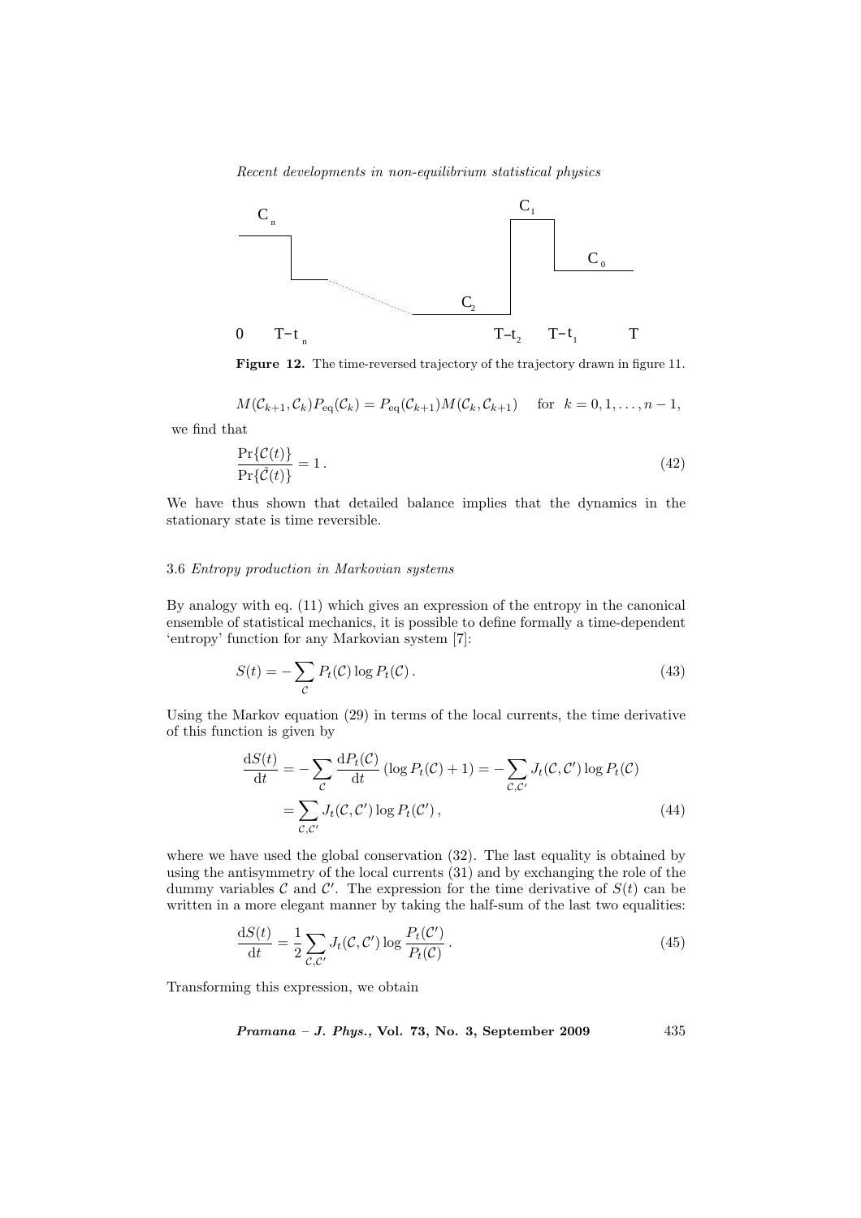**Figure 12.** The time-reversed trajectory of the trajectory drawn in figure 11.

$$M(\mathcal{C}_{k+1}, \mathcal{C}_k) P_{\mathrm{eq}}(\mathcal{C}_k) = P_{\mathrm{eq}}(\mathcal{C}_{k+1}) M(\mathcal{C}_k, \mathcal{C}_{k+1}) \quad \text{for} \quad k = 0, 1, \ldots, n-1,$$

we find that

$$\frac{\Pr\{\mathcal{C}(t)\}}{\Pr\{\hat{\mathcal{C}}(t)\}} = 1\,. \tag{42}$$

We have thus shown that detailed balance implies that the dynamics in the stationary state is time reversible.

### 3.6 *Entropy production in Markovian systems*

By analogy with eq. (11) which gives an expression of the entropy in the canonical ensemble of statistical mechanics, it is possible to define formally a time-dependent 'entropy' function for any Markovian system [7]:

$$S(t) = -\sum_{\mathcal{C}} P_t(\mathcal{C}) \log P_t(\mathcal{C})\,. \tag{43}$$

Using the Markov equation (29) in terms of the local currents, the time derivative of this function is given by

$$\begin{aligned}\frac{\mathrm{d}S(t)}{\mathrm{d}t} &= -\sum_{\mathcal{C}} \frac{\mathrm{d}P_t(\mathcal{C})}{\mathrm{d}t} \left(\log P_t(\mathcal{C}) + 1\right) = -\sum_{\mathcal{C},\mathcal{C}'} J_t(\mathcal{C}, \mathcal{C}') \log P_t(\mathcal{C}) \\ &= \sum_{\mathcal{C},\mathcal{C}'} J_t(\mathcal{C}, \mathcal{C}') \log P_t(\mathcal{C}')\,,\end{aligned} \tag{44}$$

where we have used the global conservation (32). The last equality is obtained by using the antisymmetry of the local currents (31) and by exchanging the role of the dummy variables $\mathcal{C}$ and $\mathcal{C}'$. The expression for the time derivative of $S(t)$ can be written in a more elegant manner by taking the half-sum of the last two equalities:

$$\frac{\mathrm{d}S(t)}{\mathrm{d}t} = \frac{1}{2} \sum_{\mathcal{C},\mathcal{C}'} J_t(\mathcal{C}, \mathcal{C}') \log \frac{P_t(\mathcal{C}')}{P_t(\mathcal{C})}\,. \tag{45}$$

Transforming this expression, we obtain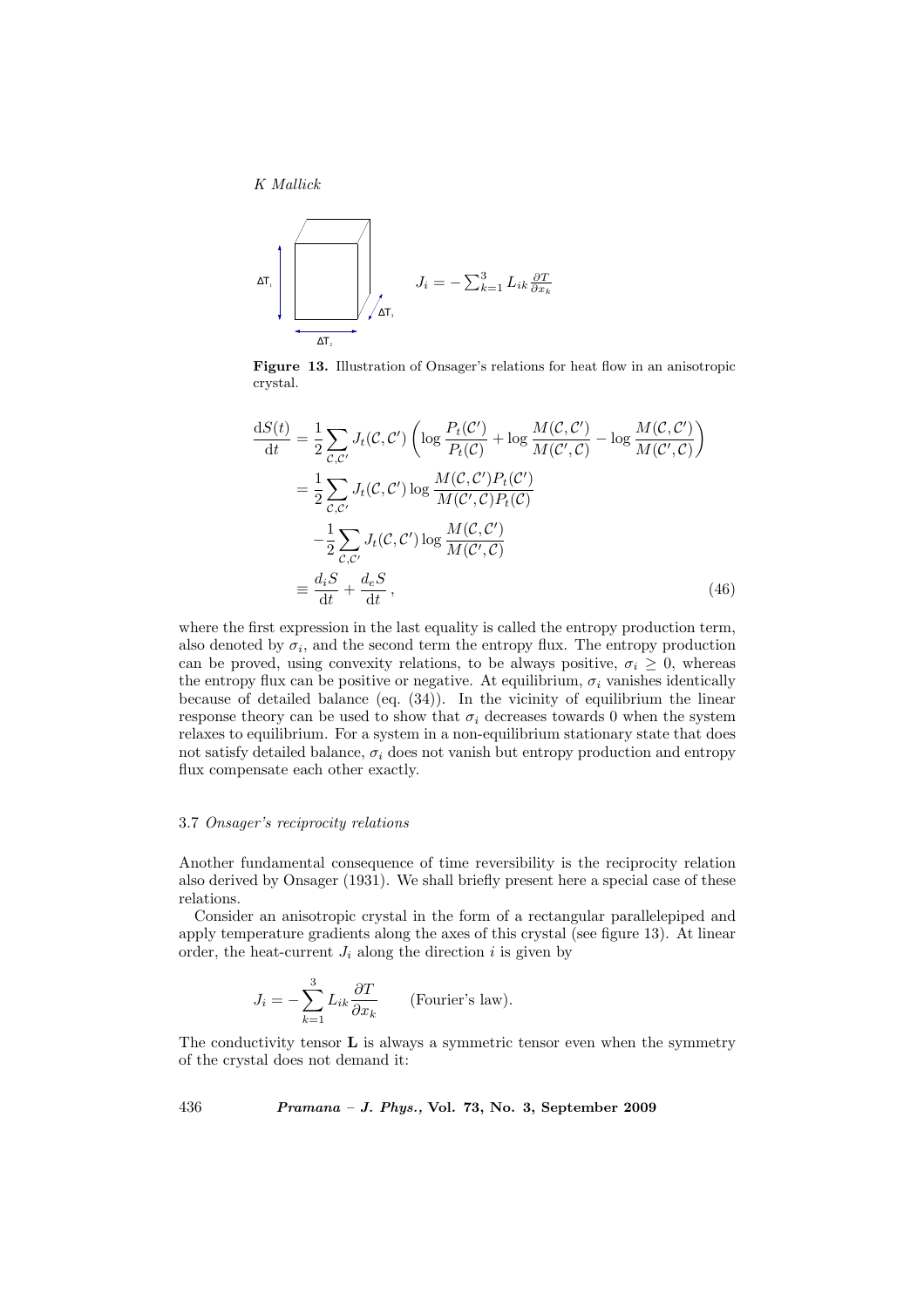$J_i = -\sum_{k=1}^{3} L_{ik} \frac{\partial T}{\partial x_k}$

**Figure 13.** Illustration of Onsager's relations for heat flow in an anisotropic crystal.

$$
\begin{aligned}
\frac{\mathrm{d}S(t)}{\mathrm{d}t} &= \frac{1}{2}\sum_{\mathcal{C},\mathcal{C}'} J_t(\mathcal{C},\mathcal{C}') \left( \log\frac{P_t(\mathcal{C}')}{P_t(\mathcal{C})} + \log\frac{M(\mathcal{C},\mathcal{C}')}{M(\mathcal{C}',\mathcal{C})} - \log\frac{M(\mathcal{C},\mathcal{C}')}{M(\mathcal{C}',\mathcal{C})} \right) \\
&= \frac{1}{2}\sum_{\mathcal{C},\mathcal{C}'} J_t(\mathcal{C},\mathcal{C}') \log\frac{M(\mathcal{C},\mathcal{C}')P_t(\mathcal{C}')}{M(\mathcal{C}',\mathcal{C})P_t(\mathcal{C})} \\
&\quad -\frac{1}{2}\sum_{\mathcal{C},\mathcal{C}'} J_t(\mathcal{C},\mathcal{C}') \log\frac{M(\mathcal{C},\mathcal{C}')}{M(\mathcal{C}',\mathcal{C})} \\
&\equiv \frac{d_i S}{\mathrm{d}t} + \frac{d_e S}{\mathrm{d}t}\,, \qquad (46)
\end{aligned}
$$

where the first expression in the last equality is called the entropy production term, also denoted by $\sigma_i$, and the second term the entropy flux. The entropy production can be proved, using convexity relations, to be always positive, $\sigma_i \geq 0$, whereas the entropy flux can be positive or negative. At equilibrium, $\sigma_i$ vanishes identically because of detailed balance (eq. (34)). In the vicinity of equilibrium the linear response theory can be used to show that $\sigma_i$ decreases towards 0 when the system relaxes to equilibrium. For a system in a non-equilibrium stationary state that does not satisfy detailed balance, $\sigma_i$ does not vanish but entropy production and entropy flux compensate each other exactly.

### 3.7 *Onsager's reciprocity relations*

Another fundamental consequence of time reversibility is the reciprocity relation also derived by Onsager (1931). We shall briefly present here a special case of these relations.

Consider an anisotropic crystal in the form of a rectangular parallelepiped and apply temperature gradients along the axes of this crystal (see figure 13). At linear order, the heat-current $J_i$ along the direction $i$ is given by

$$
J_i = -\sum_{k=1}^{3} L_{ik} \frac{\partial T}{\partial x_k} \qquad \text{(Fourier's law).}
$$

The conductivity tensor $\mathbf{L}$ is always a symmetric tensor even when the symmetry of the crystal does not demand it: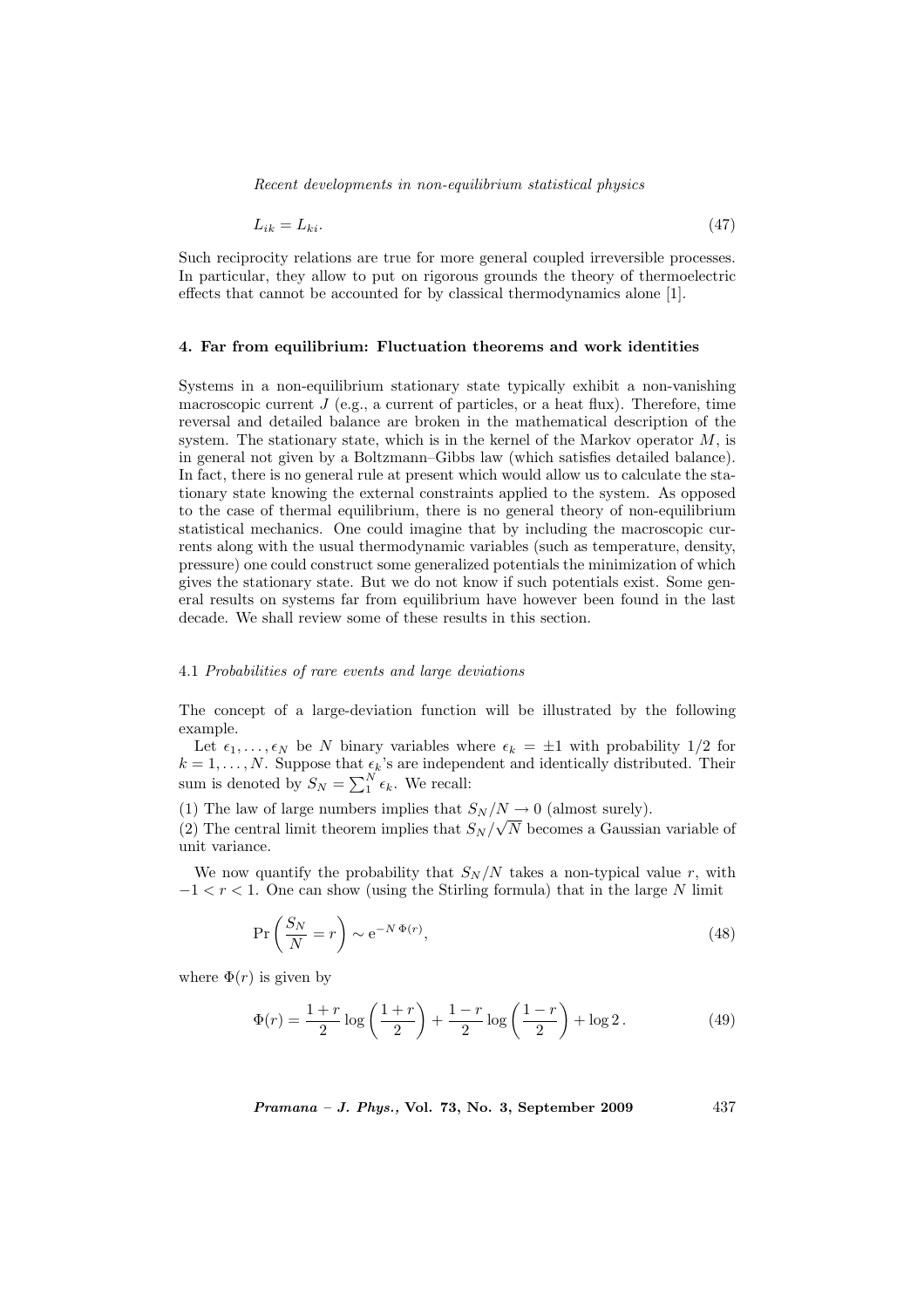$$L_{ik} = L_{ki}. \tag{47}$$

Such reciprocity relations are true for more general coupled irreversible processes. In particular, they allow to put on rigorous grounds the theory of thermoelectric effects that cannot be accounted for by classical thermodynamics alone [1].

## 4. Far from equilibrium: Fluctuation theorems and work identities

Systems in a non-equilibrium stationary state typically exhibit a non-vanishing macroscopic current $J$ (e.g., a current of particles, or a heat flux). Therefore, time reversal and detailed balance are broken in the mathematical description of the system. The stationary state, which is in the kernel of the Markov operator $M$, is in general not given by a Boltzmann–Gibbs law (which satisfies detailed balance). In fact, there is no general rule at present which would allow us to calculate the stationary state knowing the external constraints applied to the system. As opposed to the case of thermal equilibrium, there is no general theory of non-equilibrium statistical mechanics. One could imagine that by including the macroscopic currents along with the usual thermodynamic variables (such as temperature, density, pressure) one could construct some generalized potentials the minimization of which gives the stationary state. But we do not know if such potentials exist. Some general results on systems far from equilibrium have however been found in the last decade. We shall review some of these results in this section.

### 4.1 *Probabilities of rare events and large deviations*

The concept of a large-deviation function will be illustrated by the following example.

Let $\epsilon_1, \ldots, \epsilon_N$ be $N$ binary variables where $\epsilon_k = \pm 1$ with probability 1/2 for $k = 1, \ldots, N$. Suppose that $\epsilon_k$'s are independent and identically distributed. Their sum is denoted by $S_N = \sum_1^N \epsilon_k$. We recall:

(1) The law of large numbers implies that $S_N/N \to 0$ (almost surely).
(2) The central limit theorem implies that $S_N/\sqrt{N}$ becomes a Gaussian variable of unit variance.

We now quantify the probability that $S_N/N$ takes a non-typical value $r$, with $-1 < r < 1$. One can show (using the Stirling formula) that in the large $N$ limit

$$\Pr\left(\frac{S_N}{N} = r\right) \sim \mathrm{e}^{-N\,\Phi(r)}, \tag{48}$$

where $\Phi(r)$ is given by

$$\Phi(r) = \frac{1+r}{2}\log\left(\frac{1+r}{2}\right) + \frac{1-r}{2}\log\left(\frac{1-r}{2}\right) + \log 2\,. \tag{49}$$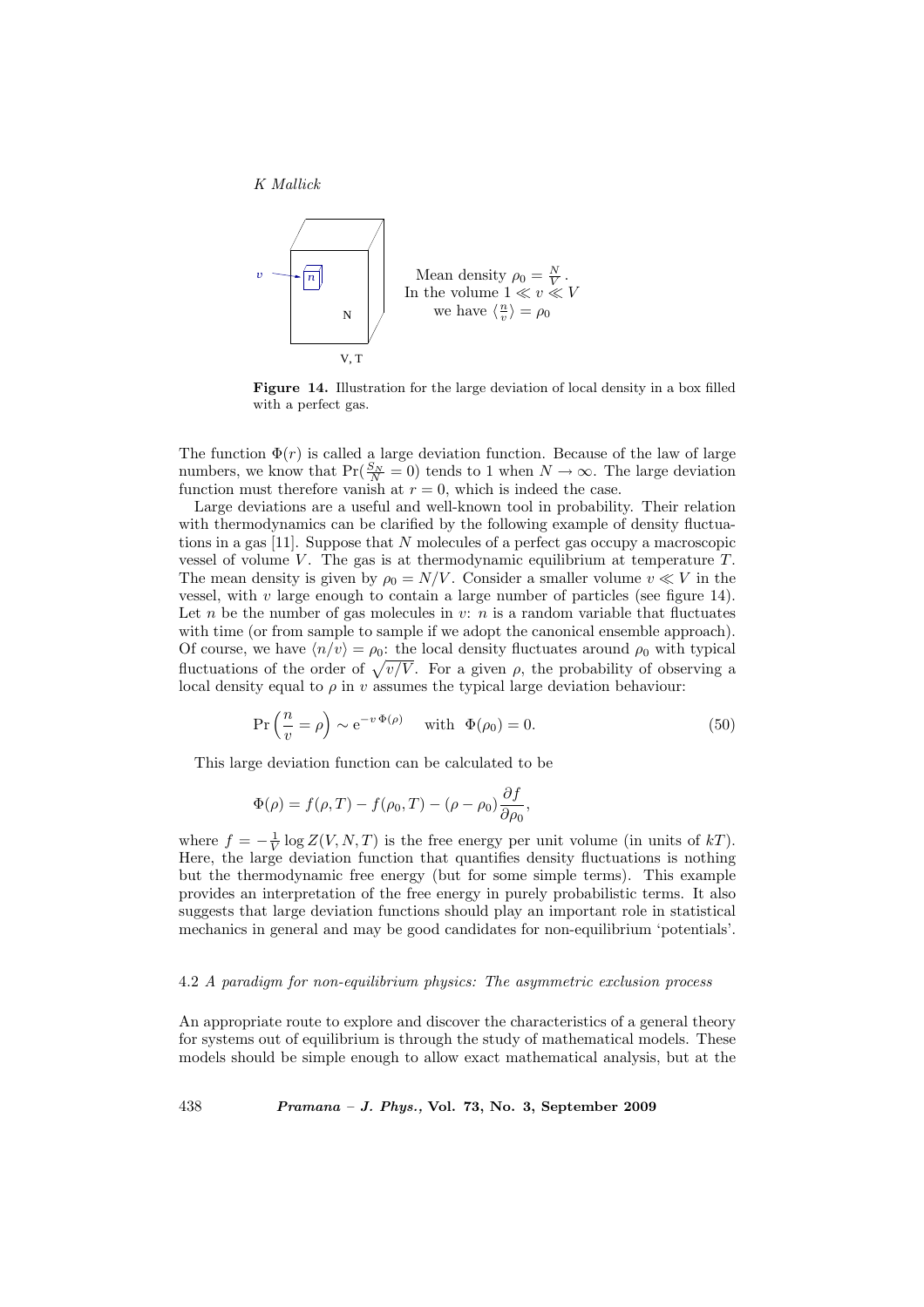Mean density $\rho_0 = \frac{N}{V}$.
In the volume $1 \ll v \ll V$
we have $\langle \frac{n}{v} \rangle = \rho_0$

**Figure 14.** Illustration for the large deviation of local density in a box filled with a perfect gas.

The function $\Phi(r)$ is called a large deviation function. Because of the law of large numbers, we know that $\Pr(\frac{S_N}{N} = 0)$ tends to 1 when $N \to \infty$. The large deviation function must therefore vanish at $r = 0$, which is indeed the case.

Large deviations are a useful and well-known tool in probability. Their relation with thermodynamics can be clarified by the following example of density fluctuations in a gas [11]. Suppose that $N$ molecules of a perfect gas occupy a macroscopic vessel of volume $V$. The gas is at thermodynamic equilibrium at temperature $T$. The mean density is given by $\rho_0 = N/V$. Consider a smaller volume $v \ll V$ in the vessel, with $v$ large enough to contain a large number of particles (see figure 14). Let $n$ be the number of gas molecules in $v$: $n$ is a random variable that fluctuates with time (or from sample to sample if we adopt the canonical ensemble approach). Of course, we have $\langle n/v \rangle = \rho_0$: the local density fluctuates around $\rho_0$ with typical fluctuations of the order of $\sqrt{v/V}$. For a given $\rho$, the probability of observing a local density equal to $\rho$ in $v$ assumes the typical large deviation behaviour:

$$\Pr\left(\frac{n}{v} = \rho\right) \sim \mathrm{e}^{-v\,\Phi(\rho)} \quad \text{with} \;\; \Phi(\rho_0) = 0. \tag{50}$$

This large deviation function can be calculated to be

$$\Phi(\rho) = f(\rho, T) - f(\rho_0, T) - (\rho - \rho_0)\frac{\partial f}{\partial \rho_0},$$

where $f = -\frac{1}{V}\log Z(V, N, T)$ is the free energy per unit volume (in units of $kT$). Here, the large deviation function that quantifies density fluctuations is nothing but the thermodynamic free energy (but for some simple terms). This example provides an interpretation of the free energy in purely probabilistic terms. It also suggests that large deviation functions should play an important role in statistical mechanics in general and may be good candidates for non-equilibrium 'potentials'.

### 4.2 *A paradigm for non-equilibrium physics: The asymmetric exclusion process*

An appropriate route to explore and discover the characteristics of a general theory for systems out of equilibrium is through the study of mathematical models. These models should be simple enough to allow exact mathematical analysis, but at the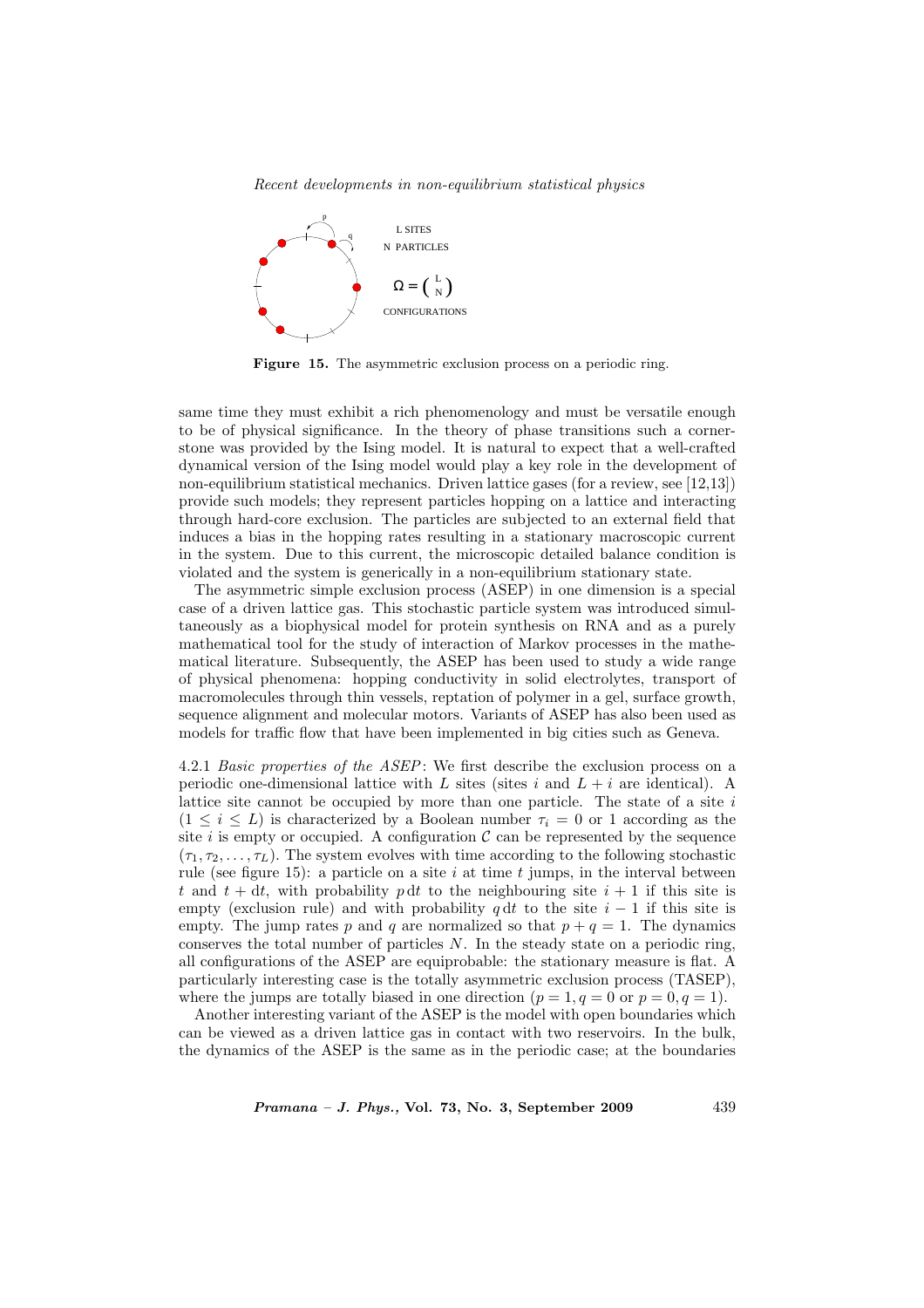**Figure 15.** The asymmetric exclusion process on a periodic ring.

same time they must exhibit a rich phenomenology and must be versatile enough to be of physical significance. In the theory of phase transitions such a cornerstone was provided by the Ising model. It is natural to expect that a well-crafted dynamical version of the Ising model would play a key role in the development of non-equilibrium statistical mechanics. Driven lattice gases (for a review, see [12,13]) provide such models; they represent particles hopping on a lattice and interacting through hard-core exclusion. The particles are subjected to an external field that induces a bias in the hopping rates resulting in a stationary macroscopic current in the system. Due to this current, the microscopic detailed balance condition is violated and the system is generically in a non-equilibrium stationary state.

The asymmetric simple exclusion process (ASEP) in one dimension is a special case of a driven lattice gas. This stochastic particle system was introduced simultaneously as a biophysical model for protein synthesis on RNA and as a purely mathematical tool for the study of interaction of Markov processes in the mathematical literature. Subsequently, the ASEP has been used to study a wide range of physical phenomena: hopping conductivity in solid electrolytes, transport of macromolecules through thin vessels, reptation of polymer in a gel, surface growth, sequence alignment and molecular motors. Variants of ASEP has also been used as models for traffic flow that have been implemented in big cities such as Geneva.

4.2.1 *Basic properties of the ASEP*: We first describe the exclusion process on a periodic one-dimensional lattice with $L$ sites (sites $i$ and $L+i$ are identical). A lattice site cannot be occupied by more than one particle. The state of a site $i$ ($1 \leq i \leq L$) is characterized by a Boolean number $\tau_i = 0$ or 1 according as the site $i$ is empty or occupied. A configuration $\mathcal{C}$ can be represented by the sequence $(\tau_1, \tau_2, \ldots, \tau_L)$. The system evolves with time according to the following stochastic rule (see figure 15): a particle on a site $i$ at time $t$ jumps, in the interval between $t$ and $t + \mathrm{d}t$, with probability $p\,\mathrm{d}t$ to the neighbouring site $i+1$ if this site is empty (exclusion rule) and with probability $q\,\mathrm{d}t$ to the site $i-1$ if this site is empty. The jump rates $p$ and $q$ are normalized so that $p + q = 1$. The dynamics conserves the total number of particles $N$. In the steady state on a periodic ring, all configurations of the ASEP are equiprobable: the stationary measure is flat. A particularly interesting case is the totally asymmetric exclusion process (TASEP), where the jumps are totally biased in one direction ($p = 1, q = 0$ or $p = 0, q = 1$).

Another interesting variant of the ASEP is the model with open boundaries which can be viewed as a driven lattice gas in contact with two reservoirs. In the bulk, the dynamics of the ASEP is the same as in the periodic case; at the boundaries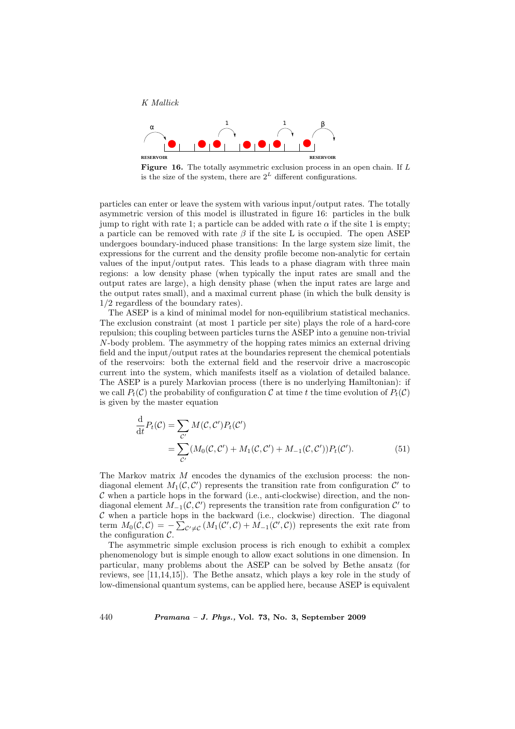**Figure 16.** The totally asymmetric exclusion process in an open chain. If $L$ is the size of the system, there are $2^L$ different configurations.

particles can enter or leave the system with various input/output rates. The totally asymmetric version of this model is illustrated in figure 16: particles in the bulk jump to right with rate 1; a particle can be added with rate $\alpha$ if the site 1 is empty; a particle can be removed with rate $\beta$ if the site L is occupied. The open ASEP undergoes boundary-induced phase transitions: In the large system size limit, the expressions for the current and the density profile become non-analytic for certain values of the input/output rates. This leads to a phase diagram with three main regions: a low density phase (when typically the input rates are small and the output rates are large), a high density phase (when the input rates are large and the output rates small), and a maximal current phase (in which the bulk density is 1/2 regardless of the boundary rates).

The ASEP is a kind of minimal model for non-equilibrium statistical mechanics. The exclusion constraint (at most 1 particle per site) plays the role of a hard-core repulsion; this coupling between particles turns the ASEP into a genuine non-trivial $N$-body problem. The asymmetry of the hopping rates mimics an external driving field and the input/output rates at the boundaries represent the chemical potentials of the reservoirs: both the external field and the reservoir drive a macroscopic current into the system, which manifests itself as a violation of detailed balance. The ASEP is a purely Markovian process (there is no underlying Hamiltonian): if we call $P_t(\mathcal{C})$ the probability of configuration $\mathcal{C}$ at time $t$ the time evolution of $P_t(\mathcal{C})$ is given by the master equation

$$\begin{aligned}\frac{\mathrm{d}}{\mathrm{d}t}P_t(\mathcal{C}) &= \sum_{\mathcal{C}'} M(\mathcal{C},\mathcal{C}')P_t(\mathcal{C}') \\ &= \sum_{\mathcal{C}'} (M_0(\mathcal{C},\mathcal{C}') + M_1(\mathcal{C},\mathcal{C}') + M_{-1}(\mathcal{C},\mathcal{C}'))P_t(\mathcal{C}').\end{aligned} \tag{51}$$

The Markov matrix $M$ encodes the dynamics of the exclusion process: the non-diagonal element $M_1(\mathcal{C},\mathcal{C}')$ represents the transition rate from configuration $\mathcal{C}'$ to $\mathcal{C}$ when a particle hops in the forward (i.e., anti-clockwise) direction, and the non-diagonal element $M_{-1}(\mathcal{C},\mathcal{C}')$ represents the transition rate from configuration $\mathcal{C}'$ to $\mathcal{C}$ when a particle hops in the backward (i.e., clockwise) direction. The diagonal term $M_0(\mathcal{C},\mathcal{C}) = -\sum_{\mathcal{C}'\neq\mathcal{C}} (M_1(\mathcal{C}',\mathcal{C}) + M_{-1}(\mathcal{C}',\mathcal{C}))$ represents the exit rate from the configuration $\mathcal{C}$.

The asymmetric simple exclusion process is rich enough to exhibit a complex phenomenology but is simple enough to allow exact solutions in one dimension. In particular, many problems about the ASEP can be solved by Bethe ansatz (for reviews, see [11,14,15]). The Bethe ansatz, which plays a key role in the study of low-dimensional quantum systems, can be applied here, because ASEP is equivalent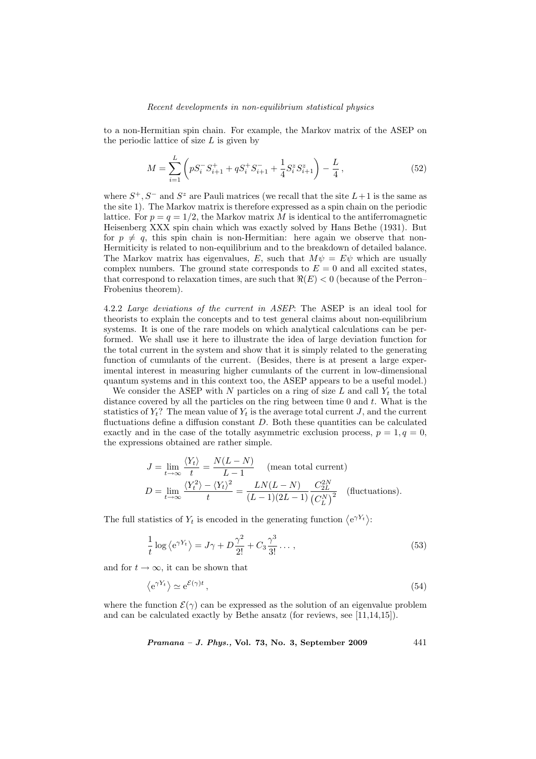to a non-Hermitian spin chain. For example, the Markov matrix of the ASEP on the periodic lattice of size $L$ is given by

$$M = \sum_{i=1}^{L} \left( pS_i^- S_{i+1}^+ + qS_i^+ S_{i+1}^- + \frac{1}{4} S_i^z S_{i+1}^z \right) - \frac{L}{4}\,, \tag{52}$$

where $S^+, S^-$ and $S^z$ are Pauli matrices (we recall that the site $L+1$ is the same as the site 1). The Markov matrix is therefore expressed as a spin chain on the periodic lattice. For $p = q = 1/2$, the Markov matrix $M$ is identical to the antiferromagnetic Heisenberg XXX spin chain which was exactly solved by Hans Bethe (1931). But for $p \neq q$, this spin chain is non-Hermitian: here again we observe that non-Hermiticity is related to non-equilibrium and to the breakdown of detailed balance. The Markov matrix has eigenvalues, $E$, such that $M\psi = E\psi$ which are usually complex numbers. The ground state corresponds to $E = 0$ and all excited states, that correspond to relaxation times, are such that $\Re(E) < 0$ (because of the Perron–Frobenius theorem).

4.2.2 *Large deviations of the current in ASEP*: The ASEP is an ideal tool for theorists to explain the concepts and to test general claims about non-equilibrium systems. It is one of the rare models on which analytical calculations can be performed. We shall use it here to illustrate the idea of large deviation function for the total current in the system and show that it is simply related to the generating function of cumulants of the current. (Besides, there is at present a large experimental interest in measuring higher cumulants of the current in low-dimensional quantum systems and in this context too, the ASEP appears to be a useful model.)

We consider the ASEP with $N$ particles on a ring of size $L$ and call $Y_t$ the total distance covered by all the particles on the ring between time 0 and $t$. What is the statistics of $Y_t$? The mean value of $Y_t$ is the average total current $J$, and the current fluctuations define a diffusion constant $D$. Both these quantities can be calculated exactly and in the case of the totally asymmetric exclusion process, $p = 1, q = 0$, the expressions obtained are rather simple.

$$J = \lim_{t\to\infty} \frac{\langle Y_t \rangle}{t} = \frac{N(L-N)}{L-1} \quad \text{(mean total current)}$$

$$D = \lim_{t\to\infty} \frac{\langle Y_t^2 \rangle - \langle Y_t \rangle^2}{t} = \frac{LN(L-N)}{(L-1)(2L-1)} \frac{C_{2L}^{2N}}{\left(C_L^N\right)^2} \quad \text{(fluctuations)}.$$

The full statistics of $Y_t$ is encoded in the generating function $\left\langle \mathrm{e}^{\gamma Y_t} \right\rangle$:

$$\frac{1}{t} \log \left\langle \mathrm{e}^{\gamma Y_t} \right\rangle = J\gamma + D\frac{\gamma^2}{2!} + C_3 \frac{\gamma^3}{3!} \dots, \tag{53}$$

and for $t \to \infty$, it can be shown that

$$\left\langle \mathrm{e}^{\gamma Y_t} \right\rangle \simeq \mathrm{e}^{\mathcal{E}(\gamma)t}, \tag{54}$$

where the function $\mathcal{E}(\gamma)$ can be expressed as the solution of an eigenvalue problem and can be calculated exactly by Bethe ansatz (for reviews, see [11,14,15]).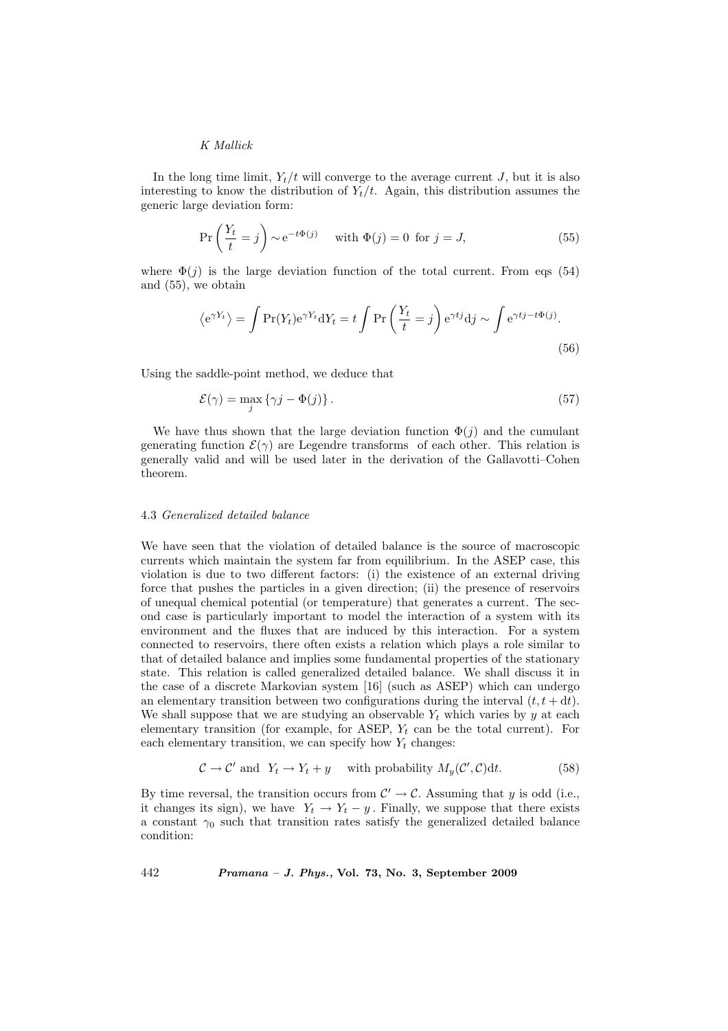In the long time limit, $Y_t/t$ will converge to the average current $J$, but it is also interesting to know the distribution of $Y_t/t$. Again, this distribution assumes the generic large deviation form:

$$\Pr\left(\frac{Y_t}{t} = j\right) \sim \mathrm{e}^{-t\Phi(j)} \quad \text{with } \Phi(j) = 0 \text{ for } j = J, \tag{55}$$

where $\Phi(j)$ is the large deviation function of the total current. From eqs (54) and (55), we obtain

$$\left\langle \mathrm{e}^{\gamma Y_t} \right\rangle = \int \Pr(Y_t)\mathrm{e}^{\gamma Y_t}\mathrm{d}Y_t = t\int \Pr\left(\frac{Y_t}{t} = j\right)\mathrm{e}^{\gamma t j}\mathrm{d}j \sim \int \mathrm{e}^{\gamma t j - t\Phi(j)}. \tag{56}$$

Using the saddle-point method, we deduce that

$$\mathcal{E}(\gamma) = \max_j \left\{\gamma j - \Phi(j)\right\}. \tag{57}$$

We have thus shown that the large deviation function $\Phi(j)$ and the cumulant generating function $\mathcal{E}(\gamma)$ are Legendre transforms of each other. This relation is generally valid and will be used later in the derivation of the Gallavotti–Cohen theorem.

### 4.3 *Generalized detailed balance*

We have seen that the violation of detailed balance is the source of macroscopic currents which maintain the system far from equilibrium. In the ASEP case, this violation is due to two different factors: (i) the existence of an external driving force that pushes the particles in a given direction; (ii) the presence of reservoirs of unequal chemical potential (or temperature) that generates a current. The second case is particularly important to model the interaction of a system with its environment and the fluxes that are induced by this interaction. For a system connected to reservoirs, there often exists a relation which plays a role similar to that of detailed balance and implies some fundamental properties of the stationary state. This relation is called generalized detailed balance. We shall discuss it in the case of a discrete Markovian system [16] (such as ASEP) which can undergo an elementary transition between two configurations during the interval $(t, t + \mathrm{d}t)$. We shall suppose that we are studying an observable $Y_t$ which varies by $y$ at each elementary transition (for example, for ASEP, $Y_t$ can be the total current). For each elementary transition, we can specify how $Y_t$ changes:

$$\mathcal{C} \to \mathcal{C}' \text{ and } \; Y_t \to Y_t + y \quad \text{with probability } M_y(\mathcal{C}', \mathcal{C})\mathrm{d}t. \tag{58}$$

By time reversal, the transition occurs from $\mathcal{C}' \to \mathcal{C}$. Assuming that $y$ is odd (i.e., it changes its sign), we have $Y_t \to Y_t - y$. Finally, we suppose that there exists a constant $\gamma_0$ such that transition rates satisfy the generalized detailed balance condition: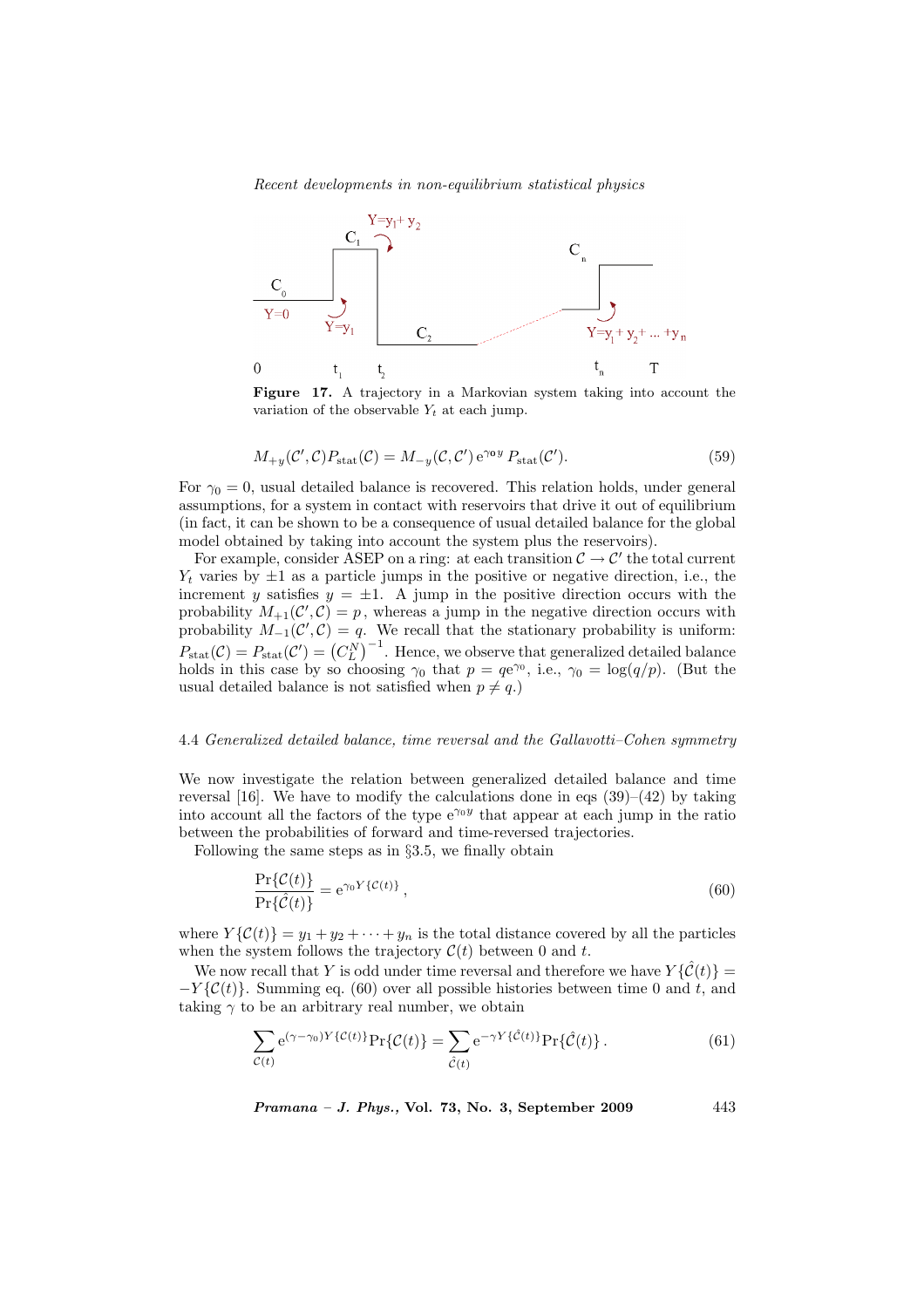**Figure 17.** A trajectory in a Markovian system taking into account the variation of the observable $Y_t$ at each jump.

$$M_{+y}(\mathcal{C}', \mathcal{C}) P_{\text{stat}}(\mathcal{C}) = M_{-y}(\mathcal{C}, \mathcal{C}')\, \mathrm{e}^{\gamma_0 y}\, P_{\text{stat}}(\mathcal{C}'). \tag{59}$$

For $\gamma_0 = 0$, usual detailed balance is recovered. This relation holds, under general assumptions, for a system in contact with reservoirs that drive it out of equilibrium (in fact, it can be shown to be a consequence of usual detailed balance for the global model obtained by taking into account the system plus the reservoirs).

For example, consider ASEP on a ring: at each transition $\mathcal{C} \to \mathcal{C}'$ the total current $Y_t$ varies by $\pm 1$ as a particle jumps in the positive or negative direction, i.e., the increment $y$ satisfies $y = \pm 1$. A jump in the positive direction occurs with the probability $M_{+1}(\mathcal{C}', \mathcal{C}) = p$, whereas a jump in the negative direction occurs with probability $M_{-1}(\mathcal{C}', \mathcal{C}) = q$. We recall that the stationary probability is uniform: $P_{\text{stat}}(\mathcal{C}) = P_{\text{stat}}(\mathcal{C}') = \left(C_L^N\right)^{-1}$. Hence, we observe that generalized detailed balance holds in this case by so choosing $\gamma_0$ that $p = q\mathrm{e}^{\gamma_0}$, i.e., $\gamma_0 = \log(q/p)$. (But the usual detailed balance is not satisfied when $p \neq q$.)

## 4.4 *Generalized detailed balance, time reversal and the Gallavotti–Cohen symmetry*

We now investigate the relation between generalized detailed balance and time reversal [16]. We have to modify the calculations done in eqs (39)–(42) by taking into account all the factors of the type $\mathrm{e}^{\gamma_0 y}$ that appear at each jump in the ratio between the probabilities of forward and time-reversed trajectories.

Following the same steps as in §3.5, we finally obtain

$$\frac{\Pr\{\mathcal{C}(t)\}}{\Pr\{\hat{\mathcal{C}}(t)\}} = \mathrm{e}^{\gamma_0 Y\{\mathcal{C}(t)\}}\,, \tag{60}$$

where $Y\{\mathcal{C}(t)\} = y_1 + y_2 + \cdots + y_n$ is the total distance covered by all the particles when the system follows the trajectory $\mathcal{C}(t)$ between 0 and $t$.

We now recall that $Y$ is odd under time reversal and therefore we have $Y\{\hat{\mathcal{C}}(t)\} = -Y\{\mathcal{C}(t)\}$. Summing eq. (60) over all possible histories between time 0 and $t$, and taking $\gamma$ to be an arbitrary real number, we obtain

$$\sum_{\mathcal{C}(t)} \mathrm{e}^{(\gamma-\gamma_0) Y\{\mathcal{C}(t)\}} \Pr\{\mathcal{C}(t)\} = \sum_{\hat{\mathcal{C}}(t)} \mathrm{e}^{-\gamma Y\{\hat{\mathcal{C}}(t)\}} \Pr\{\hat{\mathcal{C}}(t)\}\,. \tag{61}$$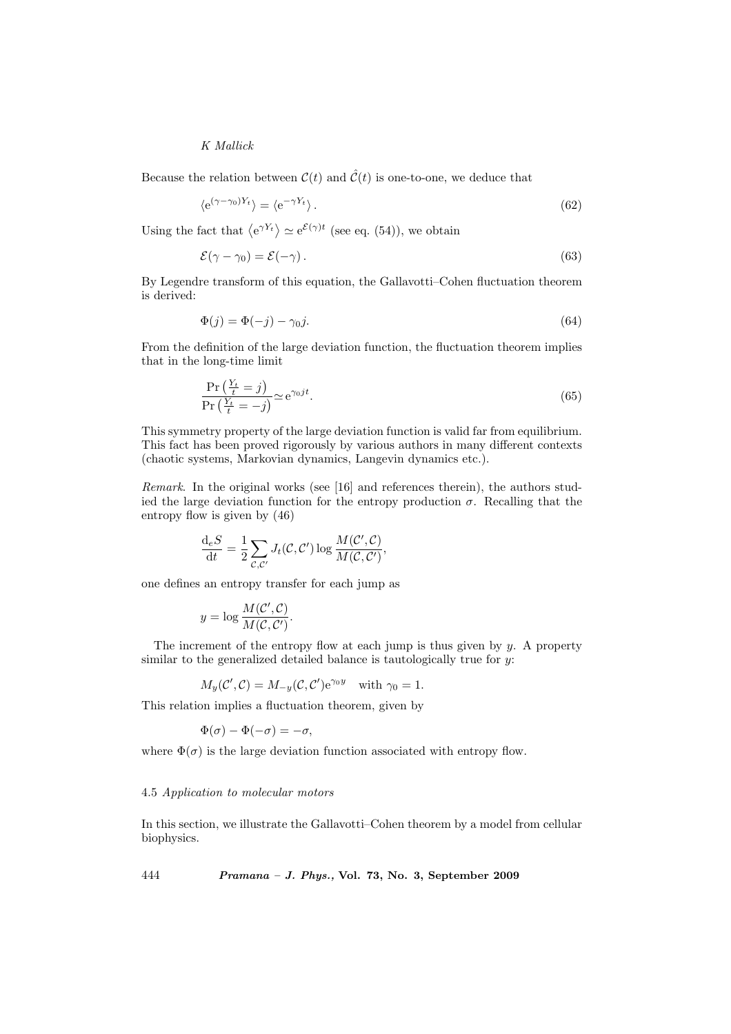Because the relation between $\mathcal{C}(t)$ and $\hat{\mathcal{C}}(t)$ is one-to-one, we deduce that

$$\langle \mathrm{e}^{(\gamma-\gamma_0)Y_t}\rangle = \langle \mathrm{e}^{-\gamma Y_t}\rangle \,. \tag{62}$$

Using the fact that $\langle \mathrm{e}^{\gamma Y_t}\rangle \simeq \mathrm{e}^{\mathcal{E}(\gamma)t}$ (see eq. (54)), we obtain

$$\mathcal{E}(\gamma-\gamma_0) = \mathcal{E}(-\gamma)\,. \tag{63}$$

By Legendre transform of this equation, the Gallavotti–Cohen fluctuation theorem is derived:

$$\Phi(j) = \Phi(-j) - \gamma_0 j. \tag{64}$$

From the definition of the large deviation function, the fluctuation theorem implies that in the long-time limit

$$\frac{\Pr\left(\frac{Y_t}{t}=j\right)}{\Pr\left(\frac{Y_t}{t}=-j\right)} \simeq \mathrm{e}^{\gamma_0 j t}. \tag{65}$$

This symmetry property of the large deviation function is valid far from equilibrium. This fact has been proved rigorously by various authors in many different contexts (chaotic systems, Markovian dynamics, Langevin dynamics etc.).

*Remark*. In the original works (see [16] and references therein), the authors studied the large deviation function for the entropy production $\sigma$. Recalling that the entropy flow is given by (46)

$$\frac{\mathrm{d}_e S}{\mathrm{d}t} = \frac{1}{2}\sum_{\mathcal{C},\mathcal{C}'} J_t(\mathcal{C},\mathcal{C}') \log \frac{M(\mathcal{C}',\mathcal{C})}{M(\mathcal{C},\mathcal{C}')},$$

one defines an entropy transfer for each jump as

$$y = \log \frac{M(\mathcal{C}',\mathcal{C})}{M(\mathcal{C},\mathcal{C}')}.$$

The increment of the entropy flow at each jump is thus given by $y$. A property similar to the generalized detailed balance is tautologically true for $y$:

$$M_y(\mathcal{C}',\mathcal{C}) = M_{-y}(\mathcal{C},\mathcal{C}')\mathrm{e}^{\gamma_0 y} \quad \text{with } \gamma_0 = 1.$$

This relation implies a fluctuation theorem, given by

$$\Phi(\sigma) - \Phi(-\sigma) = -\sigma,$$

where $\Phi(\sigma)$ is the large deviation function associated with entropy flow.

### 4.5 *Application to molecular motors*

In this section, we illustrate the Gallavotti–Cohen theorem by a model from cellular biophysics.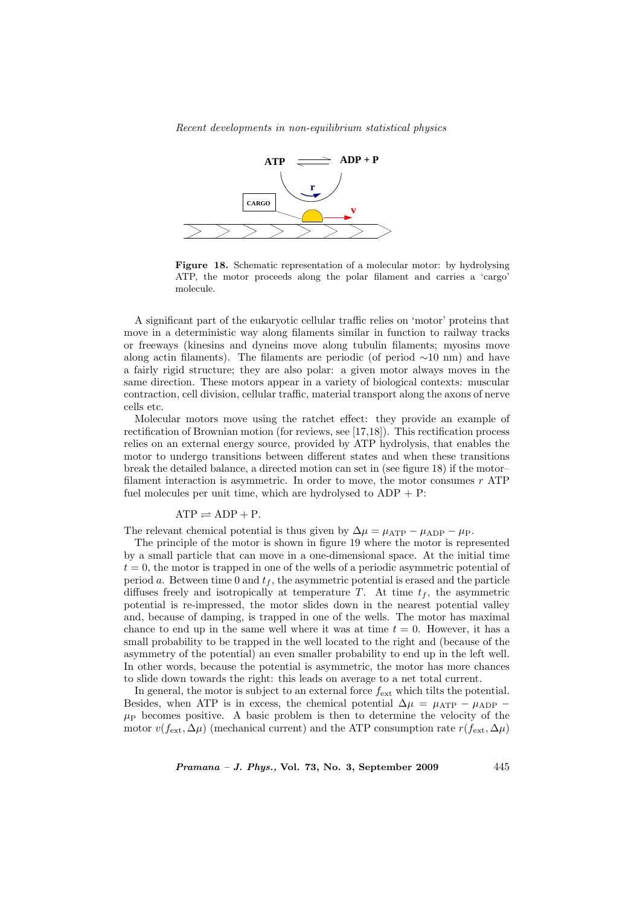**Figure 18.** Schematic representation of a molecular motor: by hydrolysing ATP, the motor proceeds along the polar filament and carries a 'cargo' molecule.

A significant part of the eukaryotic cellular traffic relies on 'motor' proteins that move in a deterministic way along filaments similar in function to railway tracks or freeways (kinesins and dyneins move along tubulin filaments; myosins move along actin filaments). The filaments are periodic (of period ∼10 nm) and have a fairly rigid structure; they are also polar: a given motor always moves in the same direction. These motors appear in a variety of biological contexts: muscular contraction, cell division, cellular traffic, material transport along the axons of nerve cells etc.

Molecular motors move using the ratchet effect: they provide an example of rectification of Brownian motion (for reviews, see [17,18]). This rectification process relies on an external energy source, provided by ATP hydrolysis, that enables the motor to undergo transitions between different states and when these transitions break the detailed balance, a directed motion can set in (see figure 18) if the motor–filament interaction is asymmetric. In order to move, the motor consumes $r$ ATP fuel molecules per unit time, which are hydrolysed to ADP + P:

$$\mathrm{ATP} \rightleftharpoons \mathrm{ADP} + \mathrm{P}.$$

The relevant chemical potential is thus given by $\Delta\mu = \mu_{\mathrm{ATP}} - \mu_{\mathrm{ADP}} - \mu_{\mathrm{P}}$.

The principle of the motor is shown in figure 19 where the motor is represented by a small particle that can move in a one-dimensional space. At the initial time $t = 0$, the motor is trapped in one of the wells of a periodic asymmetric potential of period $a$. Between time 0 and $t_f$, the asymmetric potential is erased and the particle diffuses freely and isotropically at temperature $T$. At time $t_f$, the asymmetric potential is re-impressed, the motor slides down in the nearest potential valley and, because of damping, is trapped in one of the wells. The motor has maximal chance to end up in the same well where it was at time $t = 0$. However, it has a small probability to be trapped in the well located to the right and (because of the asymmetry of the potential) an even smaller probability to end up in the left well. In other words, because the potential is asymmetric, the motor has more chances to slide down towards the right: this leads on average to a net total current.

In general, the motor is subject to an external force $f_{\mathrm{ext}}$ which tilts the potential. Besides, when ATP is in excess, the chemical potential $\Delta\mu = \mu_{\mathrm{ATP}} - \mu_{\mathrm{ADP}} - \mu_{\mathrm{P}}$ becomes positive. A basic problem is then to determine the velocity of the motor $v(f_{\mathrm{ext}}, \Delta\mu)$ (mechanical current) and the ATP consumption rate $r(f_{\mathrm{ext}}, \Delta\mu)$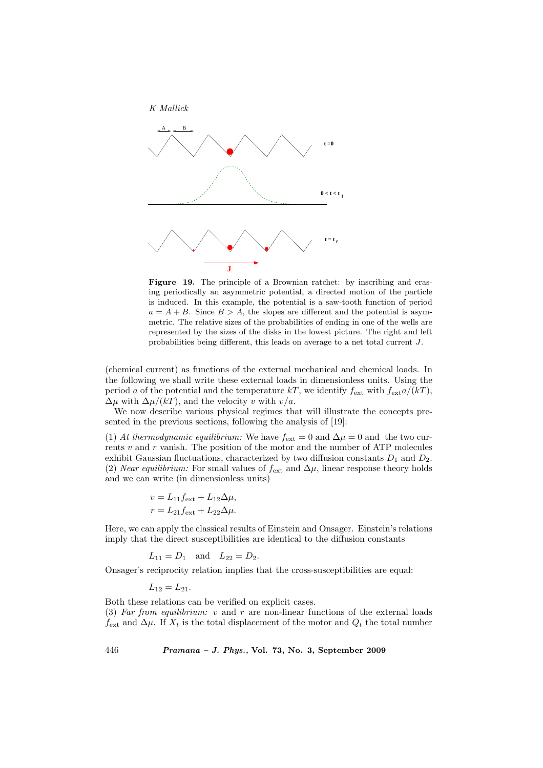**Figure 19.** The principle of a Brownian ratchet: by inscribing and erasing periodically an asymmetric potential, a directed motion of the particle is induced. In this example, the potential is a saw-tooth function of period $a = A + B$. Since $B > A$, the slopes are different and the potential is asymmetric. The relative sizes of the probabilities of ending in one of the wells are represented by the sizes of the disks in the lowest picture. The right and left probabilities being different, this leads on average to a net total current $J$.

(chemical current) as functions of the external mechanical and chemical loads. In the following we shall write these external loads in dimensionless units. Using the period $a$ of the potential and the temperature $kT$, we identify $f_{\text{ext}}$ with $f_{\text{ext}}a/(kT)$, $\Delta\mu$ with $\Delta\mu/(kT)$, and the velocity $v$ with $v/a$.

We now describe various physical regimes that will illustrate the concepts presented in the previous sections, following the analysis of [19]:

(1) *At thermodynamic equilibrium:* We have $f_{\text{ext}} = 0$ and $\Delta\mu = 0$ and the two currents $v$ and $r$ vanish. The position of the motor and the number of ATP molecules exhibit Gaussian fluctuations, characterized by two diffusion constants $D_1$ and $D_2$.
(2) *Near equilibrium:* For small values of $f_{\text{ext}}$ and $\Delta\mu$, linear response theory holds and we can write (in dimensionless units)

$$v = L_{11} f_{\text{ext}} + L_{12}\Delta\mu,$$
$$r = L_{21} f_{\text{ext}} + L_{22}\Delta\mu.$$

Here, we can apply the classical results of Einstein and Onsager. Einstein's relations imply that the direct susceptibilities are identical to the diffusion constants

$$L_{11} = D_1 \quad \text{and} \quad L_{22} = D_2.$$

Onsager's reciprocity relation implies that the cross-susceptibilities are equal:

$$L_{12} = L_{21}.$$

Both these relations can be verified on explicit cases.
(3) *Far from equilibrium:* $v$ and $r$ are non-linear functions of the external loads $f_{\text{ext}}$ and $\Delta\mu$. If $X_t$ is the total displacement of the motor and $Q_t$ the total number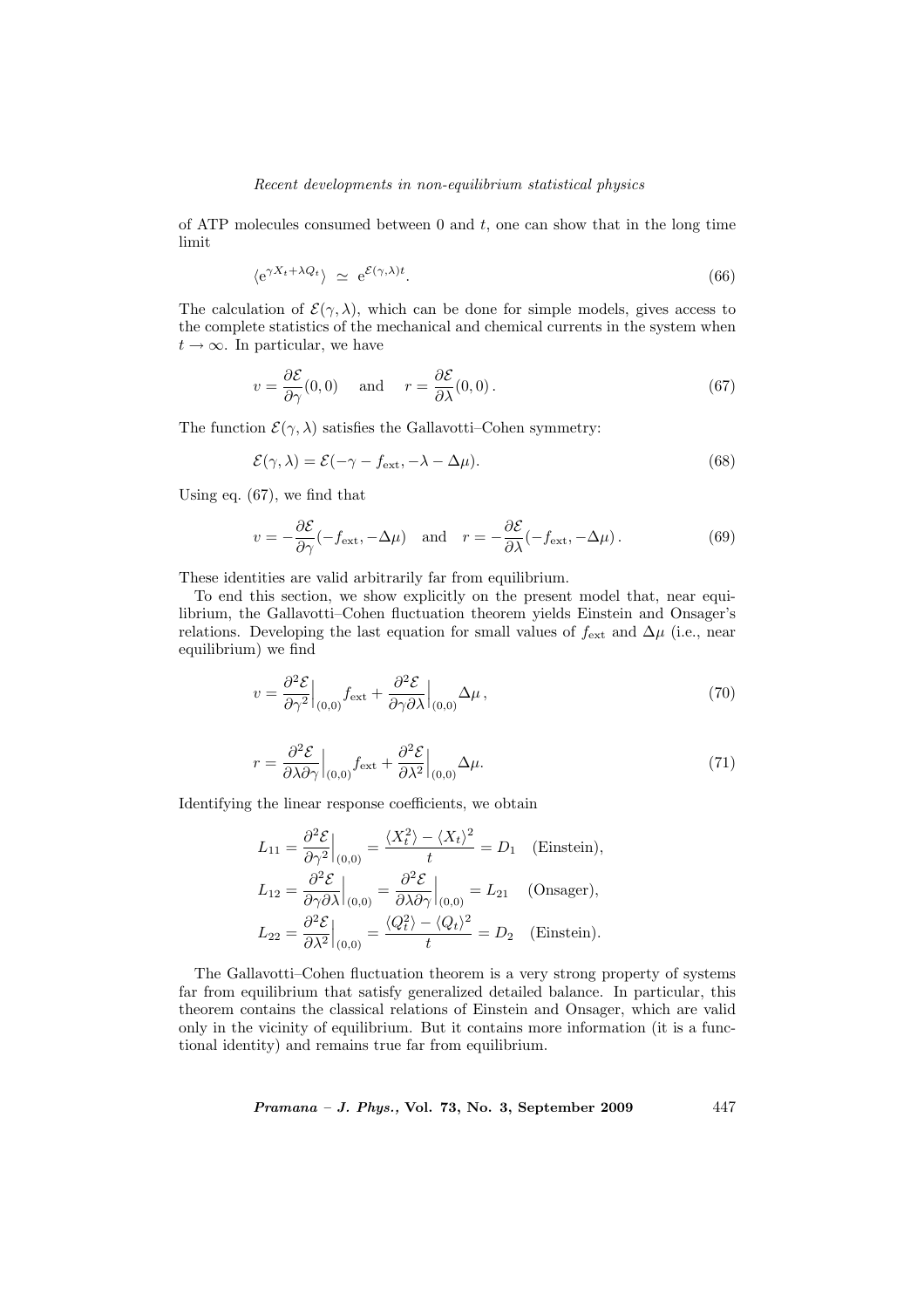of ATP molecules consumed between 0 and $t$, one can show that in the long time limit

$$\langle \mathrm{e}^{\gamma X_t + \lambda Q_t} \rangle \simeq \mathrm{e}^{\mathcal{E}(\gamma,\lambda)t}. \tag{66}$$

The calculation of $\mathcal{E}(\gamma, \lambda)$, which can be done for simple models, gives access to the complete statistics of the mechanical and chemical currents in the system when $t \to \infty$. In particular, we have

$$v = \frac{\partial \mathcal{E}}{\partial \gamma}(0,0) \quad \text{and} \quad r = \frac{\partial \mathcal{E}}{\partial \lambda}(0,0)\,. \tag{67}$$

The function $\mathcal{E}(\gamma, \lambda)$ satisfies the Gallavotti–Cohen symmetry:

$$\mathcal{E}(\gamma, \lambda) = \mathcal{E}(-\gamma - f_{\text{ext}}, -\lambda - \Delta\mu). \tag{68}$$

Using eq. (67), we find that

$$v = -\frac{\partial \mathcal{E}}{\partial \gamma}(-f_{\text{ext}}, -\Delta\mu) \quad \text{and} \quad r = -\frac{\partial \mathcal{E}}{\partial \lambda}(-f_{\text{ext}}, -\Delta\mu)\,. \tag{69}$$

These identities are valid arbitrarily far from equilibrium.

To end this section, we show explicitly on the present model that, near equilibrium, the Gallavotti–Cohen fluctuation theorem yields Einstein and Onsager's relations. Developing the last equation for small values of $f_{\text{ext}}$ and $\Delta\mu$ (i.e., near equilibrium) we find

$$v = \frac{\partial^2 \mathcal{E}}{\partial \gamma^2}\Big|_{(0,0)} f_{\text{ext}} + \frac{\partial^2 \mathcal{E}}{\partial \gamma \partial \lambda}\Big|_{(0,0)} \Delta\mu\,, \tag{70}$$

$$r = \frac{\partial^2 \mathcal{E}}{\partial \lambda \partial \gamma}\Big|_{(0,0)} f_{\text{ext}} + \frac{\partial^2 \mathcal{E}}{\partial \lambda^2}\Big|_{(0,0)} \Delta\mu. \tag{71}$$

Identifying the linear response coefficients, we obtain

$$L_{11} = \frac{\partial^2 \mathcal{E}}{\partial \gamma^2}\Big|_{(0,0)} = \frac{\langle X_t^2 \rangle - \langle X_t \rangle^2}{t} = D_1 \quad \text{(Einstein)},$$

$$L_{12} = \frac{\partial^2 \mathcal{E}}{\partial \gamma \partial \lambda}\Big|_{(0,0)} = \frac{\partial^2 \mathcal{E}}{\partial \lambda \partial \gamma}\Big|_{(0,0)} = L_{21} \quad \text{(Onsager)},$$

$$L_{22} = \frac{\partial^2 \mathcal{E}}{\partial \lambda^2}\Big|_{(0,0)} = \frac{\langle Q_t^2 \rangle - \langle Q_t \rangle^2}{t} = D_2 \quad \text{(Einstein)}.$$

The Gallavotti–Cohen fluctuation theorem is a very strong property of systems far from equilibrium that satisfy generalized detailed balance. In particular, this theorem contains the classical relations of Einstein and Onsager, which are valid only in the vicinity of equilibrium. But it contains more information (it is a functional identity) and remains true far from equilibrium.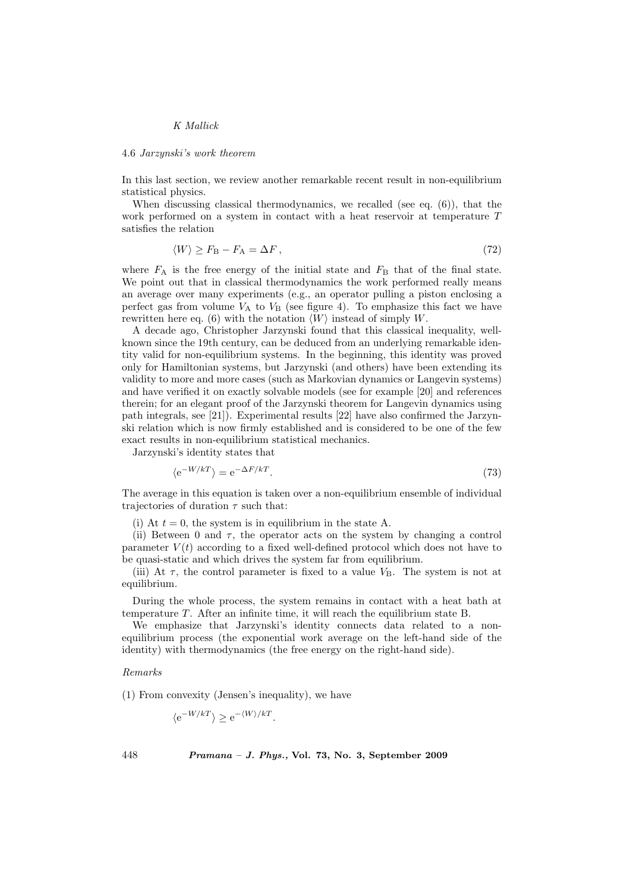### 4.6 *Jarzynski's work theorem*

In this last section, we review another remarkable recent result in non-equilibrium statistical physics.

When discussing classical thermodynamics, we recalled (see eq. (6)), that the work performed on a system in contact with a heat reservoir at temperature $T$ satisfies the relation

$$\langle W \rangle \geq F_{\mathrm{B}} - F_{\mathrm{A}} = \Delta F \,, \tag{72}$$

where $F_{\mathrm{A}}$ is the free energy of the initial state and $F_{\mathrm{B}}$ that of the final state. We point out that in classical thermodynamics the work performed really means an average over many experiments (e.g., an operator pulling a piston enclosing a perfect gas from volume $V_{\mathrm{A}}$ to $V_{\mathrm{B}}$ (see figure 4). To emphasize this fact we have rewritten here eq. (6) with the notation $\langle W \rangle$ instead of simply $W$.

A decade ago, Christopher Jarzynski found that this classical inequality, well-known since the 19th century, can be deduced from an underlying remarkable identity valid for non-equilibrium systems. In the beginning, this identity was proved only for Hamiltonian systems, but Jarzynski (and others) have been extending its validity to more and more cases (such as Markovian dynamics or Langevin systems) and have verified it on exactly solvable models (see for example [20] and references therein; for an elegant proof of the Jarzynski theorem for Langevin dynamics using path integrals, see [21]). Experimental results [22] have also confirmed the Jarzynski relation which is now firmly established and is considered to be one of the few exact results in non-equilibrium statistical mechanics.

Jarzynski's identity states that

$$\langle \mathrm{e}^{-W/kT} \rangle = \mathrm{e}^{-\Delta F/kT}. \tag{73}$$

The average in this equation is taken over a non-equilibrium ensemble of individual trajectories of duration $\tau$ such that:

(i) At $t = 0$, the system is in equilibrium in the state A.

(ii) Between 0 and $\tau$, the operator acts on the system by changing a control parameter $V(t)$ according to a fixed well-defined protocol which does not have to be quasi-static and which drives the system far from equilibrium.

(iii) At $\tau$, the control parameter is fixed to a value $V_{\mathrm{B}}$. The system is not at equilibrium.

During the whole process, the system remains in contact with a heat bath at temperature $T$. After an infinite time, it will reach the equilibrium state B.

We emphasize that Jarzynski's identity connects data related to a non-equilibrium process (the exponential work average on the left-hand side of the identity) with thermodynamics (the free energy on the right-hand side).

*Remarks*

(1) From convexity (Jensen's inequality), we have

$$\langle \mathrm{e}^{-W/kT} \rangle \geq \mathrm{e}^{-\langle W \rangle/kT}.$$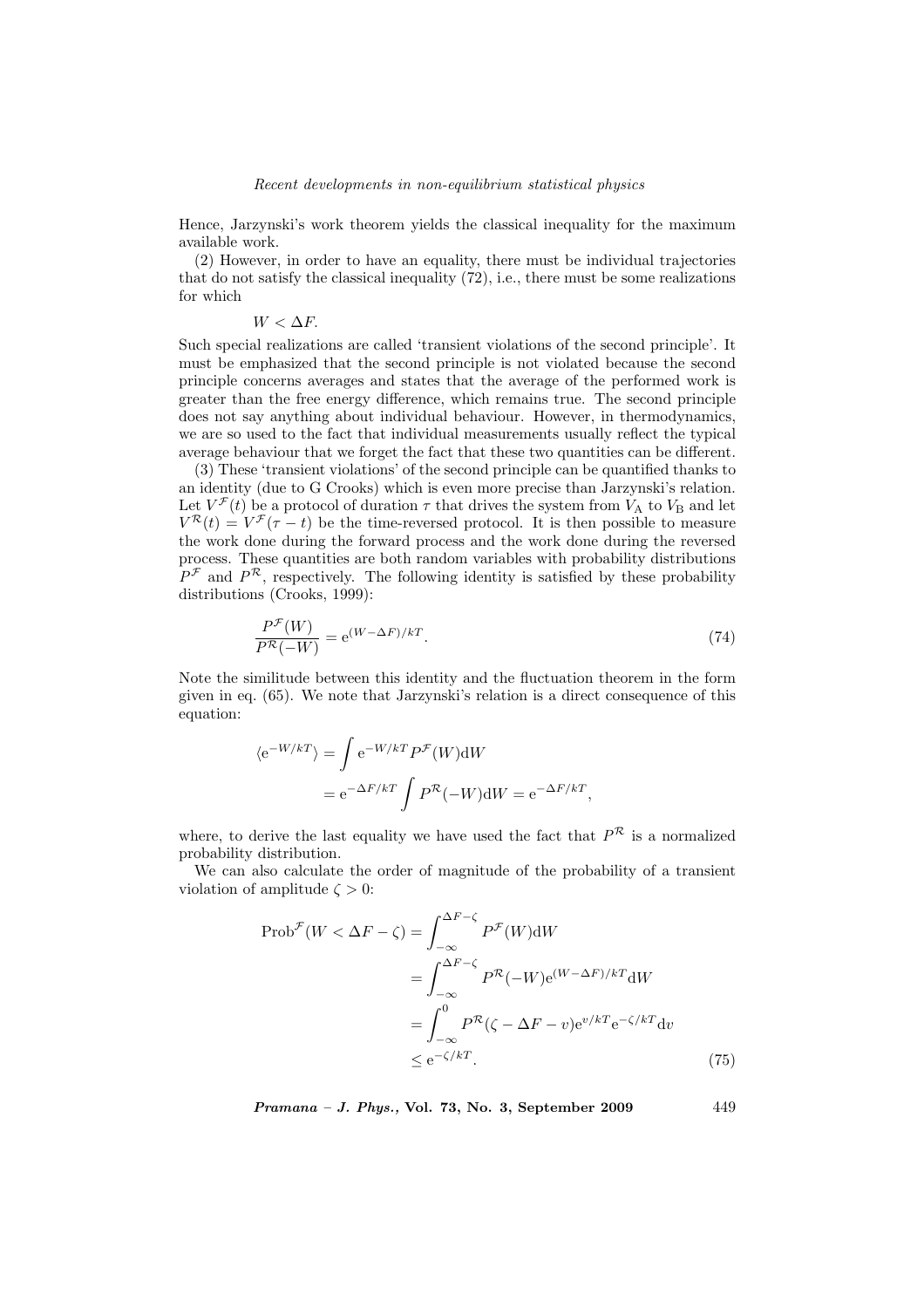Hence, Jarzynski's work theorem yields the classical inequality for the maximum available work.

(2) However, in order to have an equality, there must be individual trajectories that do not satisfy the classical inequality (72), i.e., there must be some realizations for which

$$W < \Delta F.$$

Such special realizations are called 'transient violations of the second principle'. It must be emphasized that the second principle is not violated because the second principle concerns averages and states that the average of the performed work is greater than the free energy difference, which remains true. The second principle does not say anything about individual behaviour. However, in thermodynamics, we are so used to the fact that individual measurements usually reflect the typical average behaviour that we forget the fact that these two quantities can be different.

(3) These 'transient violations' of the second principle can be quantified thanks to an identity (due to G Crooks) which is even more precise than Jarzynski's relation. Let $V^{\mathcal{F}}(t)$ be a protocol of duration $\tau$ that drives the system from $V_{\mathrm{A}}$ to $V_{\mathrm{B}}$ and let $V^{\mathcal{R}}(t) = V^{\mathcal{F}}(\tau - t)$ be the time-reversed protocol. It is then possible to measure the work done during the forward process and the work done during the reversed process. These quantities are both random variables with probability distributions $P^{\mathcal{F}}$ and $P^{\mathcal{R}}$, respectively. The following identity is satisfied by these probability distributions (Crooks, 1999):

$$\frac{P^{\mathcal{F}}(W)}{P^{\mathcal{R}}(-W)} = \mathrm{e}^{(W-\Delta F)/kT}. \tag{74}$$

Note the similitude between this identity and the fluctuation theorem in the form given in eq. (65). We note that Jarzynski's relation is a direct consequence of this equation:

$$\begin{aligned}
\langle \mathrm{e}^{-W/kT} \rangle &= \int \mathrm{e}^{-W/kT} P^{\mathcal{F}}(W)\mathrm{d}W \\
&= \mathrm{e}^{-\Delta F/kT} \int P^{\mathcal{R}}(-W)\mathrm{d}W = \mathrm{e}^{-\Delta F/kT},
\end{aligned}$$

where, to derive the last equality we have used the fact that $P^{\mathcal{R}}$ is a normalized probability distribution.

We can also calculate the order of magnitude of the probability of a transient violation of amplitude $\zeta > 0$:

$$\begin{aligned}
\mathrm{Prob}^{\mathcal{F}}(W < \Delta F - \zeta) &= \int_{-\infty}^{\Delta F - \zeta} P^{\mathcal{F}}(W)\mathrm{d}W \\
&= \int_{-\infty}^{\Delta F - \zeta} P^{\mathcal{R}}(-W)\mathrm{e}^{(W-\Delta F)/kT}\mathrm{d}W \\
&= \int_{-\infty}^{0} P^{\mathcal{R}}(\zeta - \Delta F - v)\mathrm{e}^{v/kT}\mathrm{e}^{-\zeta/kT}\mathrm{d}v \\
&\leq \mathrm{e}^{-\zeta/kT}.
\end{aligned} \tag{75}$$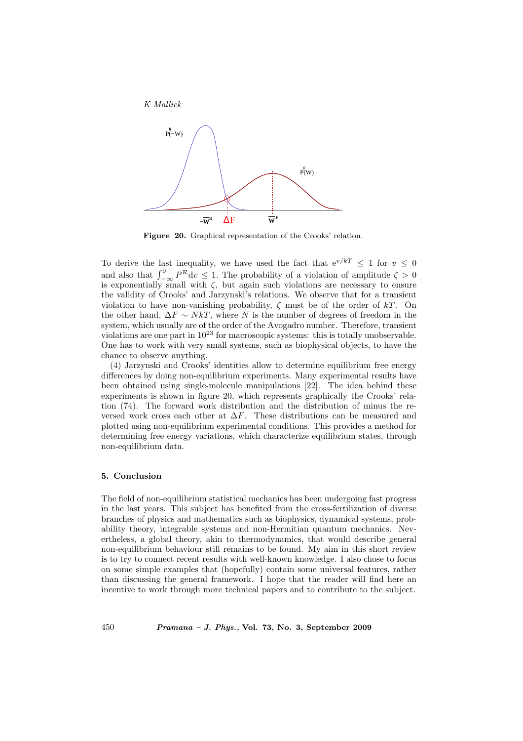**Figure 20.** Graphical representation of the Crooks' relation.

To derive the last inequality, we have used the fact that $e^{v/kT} \le 1$ for $v \le 0$ and also that $\int_{-\infty}^{0} P^{\mathcal{R}} dv \le 1$. The probability of a violation of amplitude $\zeta > 0$ is exponentially small with $\zeta$, but again such violations are necessary to ensure the validity of Crooks' and Jarzynski's relations. We observe that for a transient violation to have non-vanishing probability, $\zeta$ must be of the order of $kT$. On the other hand, $\Delta F \sim NkT$, where $N$ is the number of degrees of freedom in the system, which usually are of the order of the Avogadro number. Therefore, transient violations are one part in $10^{23}$ for macroscopic systems: this is totally unobservable. One has to work with very small systems, such as biophysical objects, to have the chance to observe anything.

(4) Jarzynski and Crooks' identities allow to determine equilibrium free energy differences by doing non-equilibrium experiments. Many experimental results have been obtained using single-molecule manipulations [22]. The idea behind these experiments is shown in figure 20, which represents graphically the Crooks' relation (74). The forward work distribution and the distribution of minus the reversed work cross each other at $\Delta F$. These distributions can be measured and plotted using non-equilibrium experimental conditions. This provides a method for determining free energy variations, which characterize equilibrium states, through non-equilibrium data.

## 5. Conclusion

The field of non-equilibrium statistical mechanics has been undergoing fast progress in the last years. This subject has benefited from the cross-fertilization of diverse branches of physics and mathematics such as biophysics, dynamical systems, probability theory, integrable systems and non-Hermitian quantum mechanics. Nevertheless, a global theory, akin to thermodynamics, that would describe general non-equilibrium behaviour still remains to be found. My aim in this short review is to try to connect recent results with well-known knowledge. I also chose to focus on some simple examples that (hopefully) contain some universal features, rather than discussing the general framework. I hope that the reader will find here an incentive to work through more technical papers and to contribute to the subject.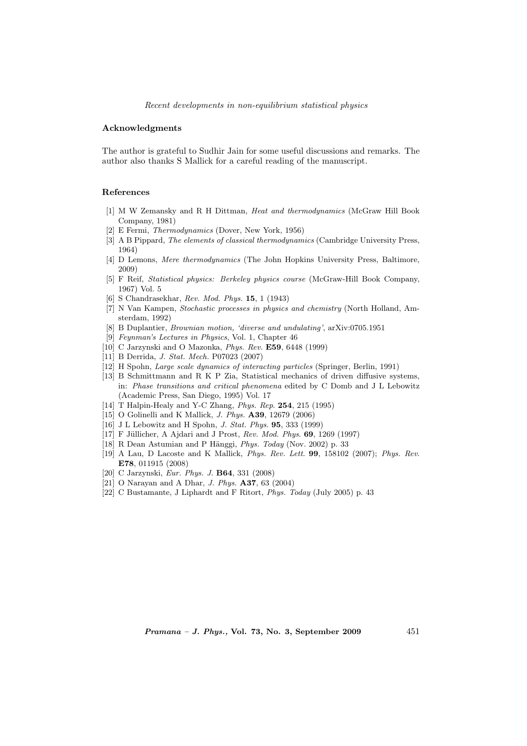### Acknowledgments

The author is grateful to Sudhir Jain for some useful discussions and remarks. The author also thanks S Mallick for a careful reading of the manuscript.

### References

[1] M W Zemansky and R H Dittman, *Heat and thermodynamics* (McGraw Hill Book Company, 1981)

[2] E Fermi, *Thermodynamics* (Dover, New York, 1956)

[3] A B Pippard, *The elements of classical thermodynamics* (Cambridge University Press, 1964)

[4] D Lemons, *Mere thermodynamics* (The John Hopkins University Press, Baltimore, 2009)

[5] F Reif, *Statistical physics: Berkeley physics course* (McGraw-Hill Book Company, 1967) Vol. 5

[6] S Chandrasekhar, *Rev. Mod. Phys.* **15**, 1 (1943)

[7] N Van Kampen, *Stochastic processes in physics and chemistry* (North Holland, Amsterdam, 1992)

[8] B Duplantier, *Brownian motion, 'diverse and undulating'*, arXiv:0705.1951

[9] *Feynman's Lectures in Physics*, Vol. 1, Chapter 46

[10] C Jarzynski and O Mazonka, *Phys. Rev.* **E59**, 6448 (1999)

[11] B Derrida, *J. Stat. Mech.* P07023 (2007)

[12] H Spohn, *Large scale dynamics of interacting particles* (Springer, Berlin, 1991)

[13] B Schmittmann and R K P Zia, Statistical mechanics of driven diffusive systems, in: *Phase transitions and critical phenomena* edited by C Domb and J L Lebowitz (Academic Press, San Diego, 1995) Vol. 17

[14] T Halpin-Healy and Y-C Zhang, *Phys. Rep.* **254**, 215 (1995)

[15] O Golinelli and K Mallick, *J. Phys.* **A39**, 12679 (2006)

[16] J L Lebowitz and H Spohn, *J. Stat. Phys.* **95**, 333 (1999)

[17] F Jüllicher, A Ajdari and J Prost, *Rev. Mod. Phys.* **69**, 1269 (1997)

[18] R Dean Astumian and P Hänggi, *Phys. Today* (Nov. 2002) p. 33

[19] A Lau, D Lacoste and K Mallick, *Phys. Rev. Lett.* **99**, 158102 (2007); *Phys. Rev.* **E78**, 011915 (2008)

[20] C Jarzynski, *Eur. Phys. J.* **B64**, 331 (2008)

[21] O Narayan and A Dhar, *J. Phys.* **A37**, 63 (2004)

[22] C Bustamante, J Liphardt and F Ritort, *Phys. Today* (July 2005) p. 43